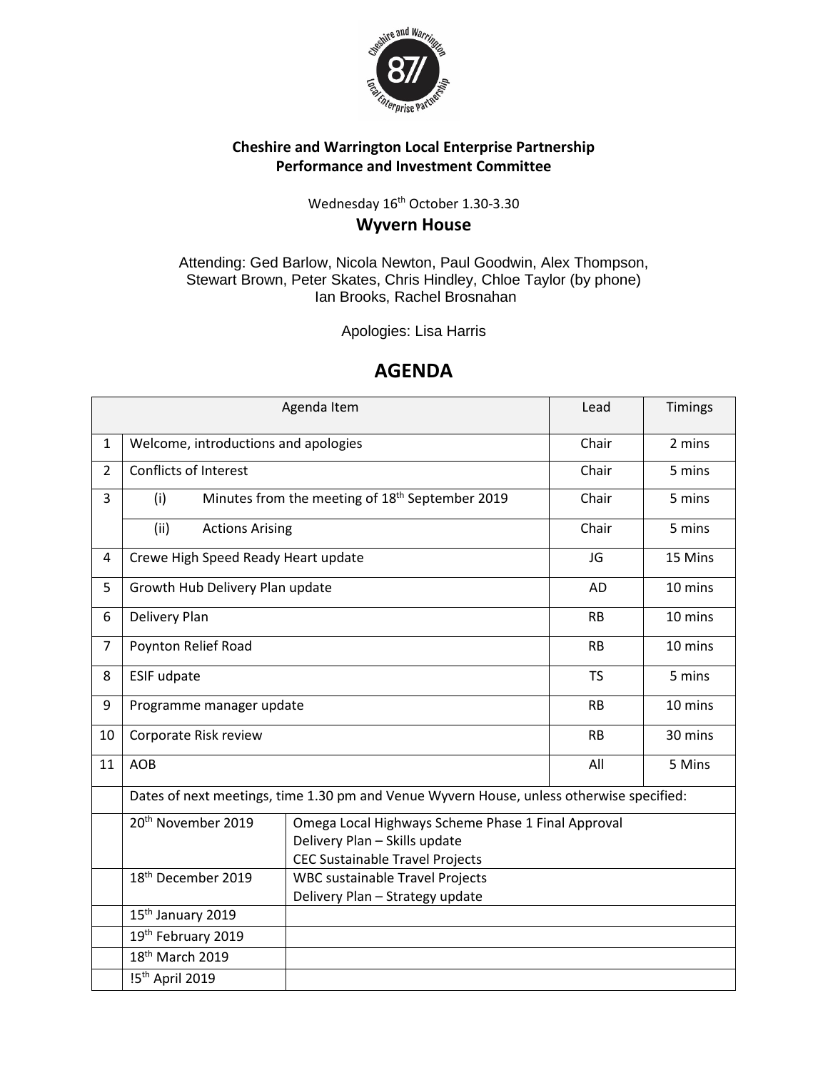**Cheshire and Warrington Local Enterprise Partnership**
**Performance and Investment Committee**

Wednesday 16th October 1.30-3.30

## Wyvern House

Attending: Ged Barlow, Nicola Newton, Paul Goodwin, Alex Thompson, Stewart Brown, Peter Skates, Chris Hindley, Chloe Taylor (by phone) Ian Brooks, Rachel Brosnahan

Apologies: Lisa Harris

# AGENDA

| | Agenda Item | | Lead | Timings |
|---|---|---|---|---|
| 1 | Welcome, introductions and apologies | | Chair | 2 mins |
| 2 | Conflicts of Interest | | Chair | 5 mins |
| 3 | (i) Minutes from the meeting of 18th September 2019 | | Chair | 5 mins |
| | (ii) Actions Arising | | Chair | 5 mins |
| 4 | Crewe High Speed Ready Heart update | | JG | 15 Mins |
| 5 | Growth Hub Delivery Plan update | | AD | 10 mins |
| 6 | Delivery Plan | | RB | 10 mins |
| 7 | Poynton Relief Road | | RB | 10 mins |
| 8 | ESIF udpate | | TS | 5 mins |
| 9 | Programme manager update | | RB | 10 mins |
| 10 | Corporate Risk review | | RB | 30 mins |
| 11 | AOB | | All | 5 Mins |
| | Dates of next meetings, time 1.30 pm and Venue Wyvern House, unless otherwise specified: | | | |
| | 20th November 2019 | Omega Local Highways Scheme Phase 1 Final Approval<br>Delivery Plan – Skills update<br>CEC Sustainable Travel Projects | | |
| | 18th December 2019 | WBC sustainable Travel Projects<br>Delivery Plan – Strategy update | | |
| | 15th January 2019 | | | |
| | 19th February 2019 | | | |
| | 18th March 2019 | | | |
| | !5th April 2019 | | | |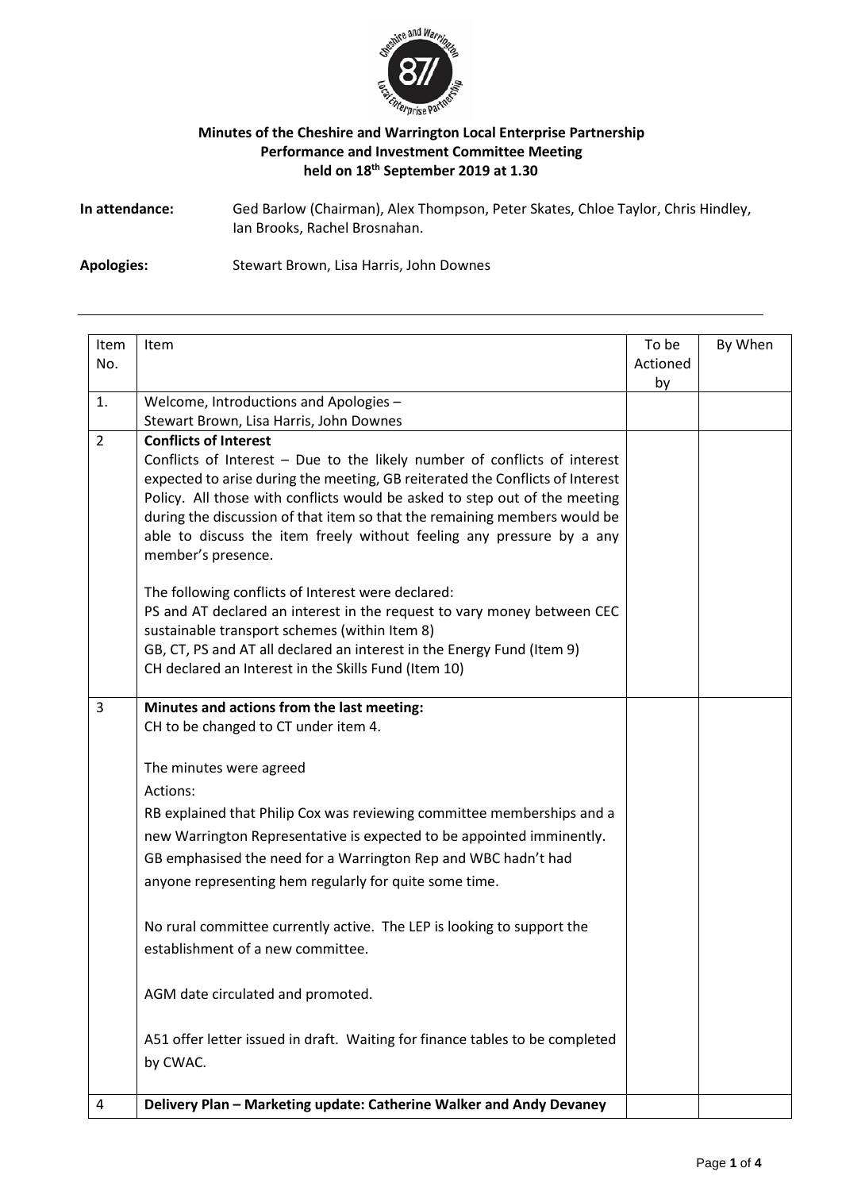**Minutes of the Cheshire and Warrington Local Enterprise Partnership Performance and Investment Committee Meeting held on 18th September 2019 at 1.30**

**In attendance:** Ged Barlow (Chairman), Alex Thompson, Peter Skates, Chloe Taylor, Chris Hindley, Ian Brooks, Rachel Brosnahan.

**Apologies:** Stewart Brown, Lisa Harris, John Downes

---

| Item No. | Item | To be Actioned by | By When |
|---|---|---|---|
| 1. | Welcome, Introductions and Apologies – Stewart Brown, Lisa Harris, John Downes | | |
| 2 | **Conflicts of Interest**<br>Conflicts of Interest – Due to the likely number of conflicts of interest expected to arise during the meeting, GB reiterated the Conflicts of Interest Policy. All those with conflicts would be asked to step out of the meeting during the discussion of that item so that the remaining members would be able to discuss the item freely without feeling any pressure by a any member's presence.<br><br>The following conflicts of Interest were declared:<br>PS and AT declared an interest in the request to vary money between CEC sustainable transport schemes (within Item 8)<br>GB, CT, PS and AT all declared an interest in the Energy Fund (Item 9)<br>CH declared an Interest in the Skills Fund (Item 10) | | |
| 3 | **Minutes and actions from the last meeting:**<br>CH to be changed to CT under item 4.<br><br>The minutes were agreed<br>Actions:<br>RB explained that Philip Cox was reviewing committee memberships and a new Warrington Representative is expected to be appointed imminently. GB emphasised the need for a Warrington Rep and WBC hadn't had anyone representing hem regularly for quite some time.<br><br>No rural committee currently active. The LEP is looking to support the establishment of a new committee.<br><br>AGM date circulated and promoted.<br><br>A51 offer letter issued in draft. Waiting for finance tables to be completed by CWAC. | | |
| 4 | **Delivery Plan – Marketing update: Catherine Walker and Andy Devaney** | | |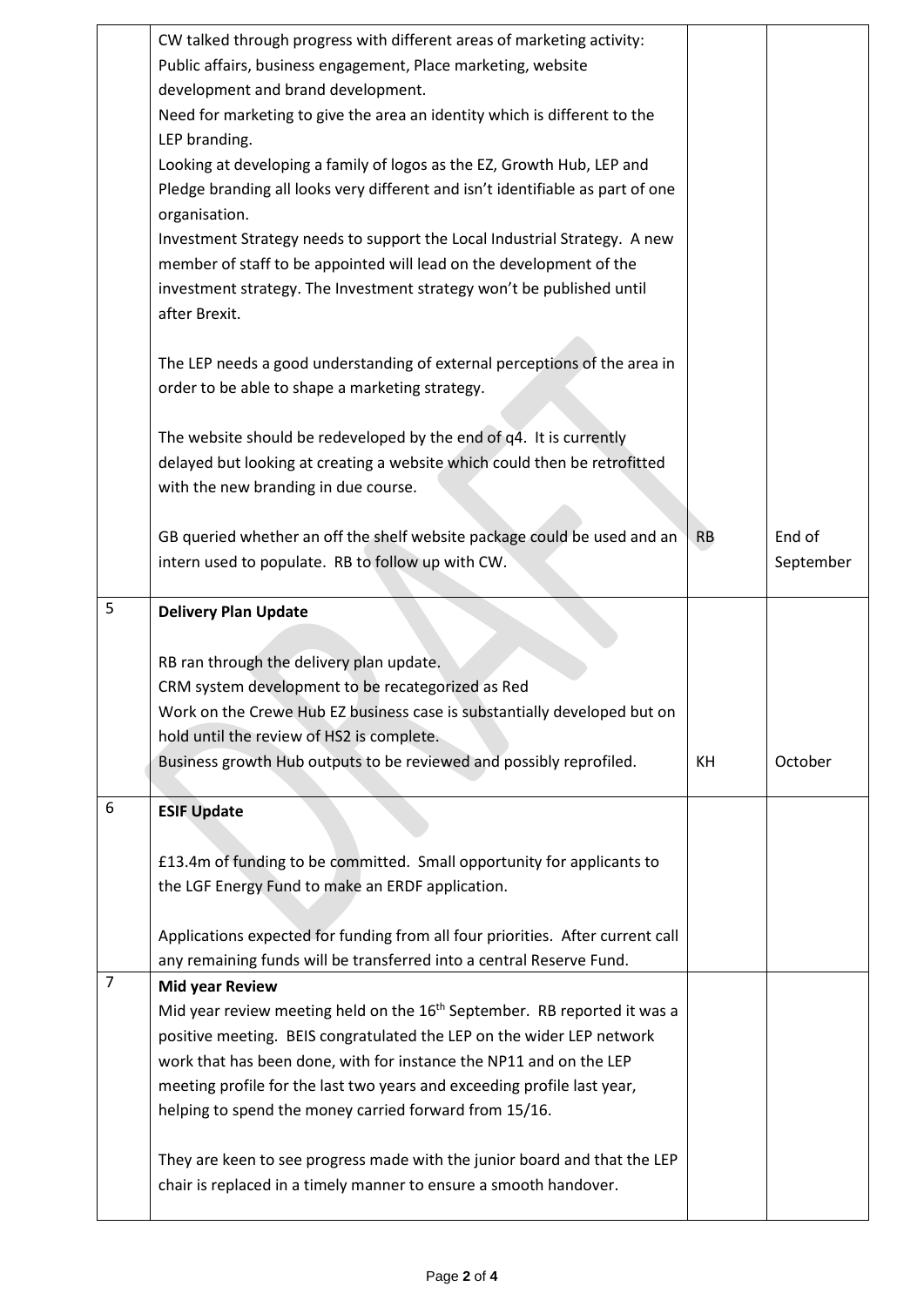| | | | |
|---|---|---|---|
| | CW talked through progress with different areas of marketing activity: Public affairs, business engagement, Place marketing, website development and brand development.<br>Need for marketing to give the area an identity which is different to the LEP branding.<br>Looking at developing a family of logos as the EZ, Growth Hub, LEP and Pledge branding all looks very different and isn't identifiable as part of one organisation.<br>Investment Strategy needs to support the Local Industrial Strategy. A new member of staff to be appointed will lead on the development of the investment strategy. The Investment strategy won't be published until after Brexit.<br><br>The LEP needs a good understanding of external perceptions of the area in order to be able to shape a marketing strategy.<br><br>The website should be redeveloped by the end of q4. It is currently delayed but looking at creating a website which could then be retrofitted with the new branding in due course.<br><br>GB queried whether an off the shelf website package could be used and an intern used to populate. RB to follow up with CW. | RB | End of September |
| 5 | **Delivery Plan Update**<br><br>RB ran through the delivery plan update.<br>CRM system development to be recategorized as Red<br>Work on the Crewe Hub EZ business case is substantially developed but on hold until the review of HS2 is complete.<br>Business growth Hub outputs to be reviewed and possibly reprofiled. | KH | October |
| 6 | **ESIF Update**<br><br>£13.4m of funding to be committed. Small opportunity for applicants to the LGF Energy Fund to make an ERDF application.<br><br>Applications expected for funding from all four priorities. After current call any remaining funds will be transferred into a central Reserve Fund. | | |
| 7 | **Mid year Review**<br>Mid year review meeting held on the 16th September. RB reported it was a positive meeting. BEIS congratulated the LEP on the wider LEP network work that has been done, with for instance the NP11 and on the LEP meeting profile for the last two years and exceeding profile last year, helping to spend the money carried forward from 15/16.<br><br>They are keen to see progress made with the junior board and that the LEP chair is replaced in a timely manner to ensure a smooth handover. | | |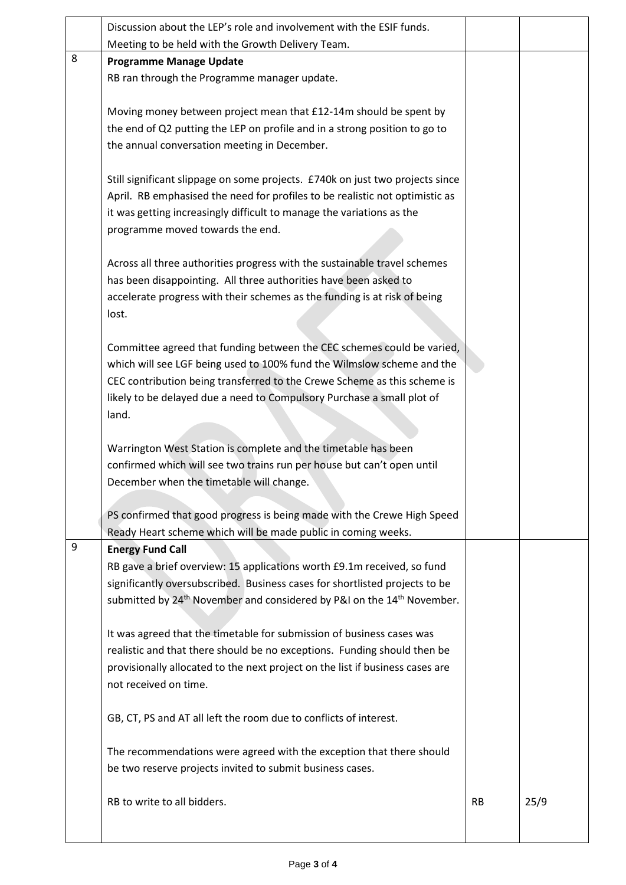| | | | |
|---|---|---|---|
| | Discussion about the LEP's role and involvement with the ESIF funds. Meeting to be held with the Growth Delivery Team. | | |
| 8 | **Programme Manage Update**<br>RB ran through the Programme manager update.<br><br>Moving money between project mean that £12-14m should be spent by the end of Q2 putting the LEP on profile and in a strong position to go to the annual conversation meeting in December.<br><br>Still significant slippage on some projects. £740k on just two projects since April. RB emphasised the need for profiles to be realistic not optimistic as it was getting increasingly difficult to manage the variations as the programme moved towards the end.<br><br>Across all three authorities progress with the sustainable travel schemes has been disappointing. All three authorities have been asked to accelerate progress with their schemes as the funding is at risk of being lost.<br><br>Committee agreed that funding between the CEC schemes could be varied, which will see LGF being used to 100% fund the Wilmslow scheme and the CEC contribution being transferred to the Crewe Scheme as this scheme is likely to be delayed due a need to Compulsory Purchase a small plot of land.<br><br>Warrington West Station is complete and the timetable has been confirmed which will see two trains run per house but can't open until December when the timetable will change.<br><br>PS confirmed that good progress is being made with the Crewe High Speed Ready Heart scheme which will be made public in coming weeks. | | |
| 9 | **Energy Fund Call**<br>RB gave a brief overview: 15 applications worth £9.1m received, so fund significantly oversubscribed. Business cases for shortlisted projects to be submitted by 24th November and considered by P&I on the 14th November.<br><br>It was agreed that the timetable for submission of business cases was realistic and that there should be no exceptions. Funding should then be provisionally allocated to the next project on the list if business cases are not received on time.<br><br>GB, CT, PS and AT all left the room due to conflicts of interest.<br><br>The recommendations were agreed with the exception that there should be two reserve projects invited to submit business cases.<br><br>RB to write to all bidders. | RB | 25/9 |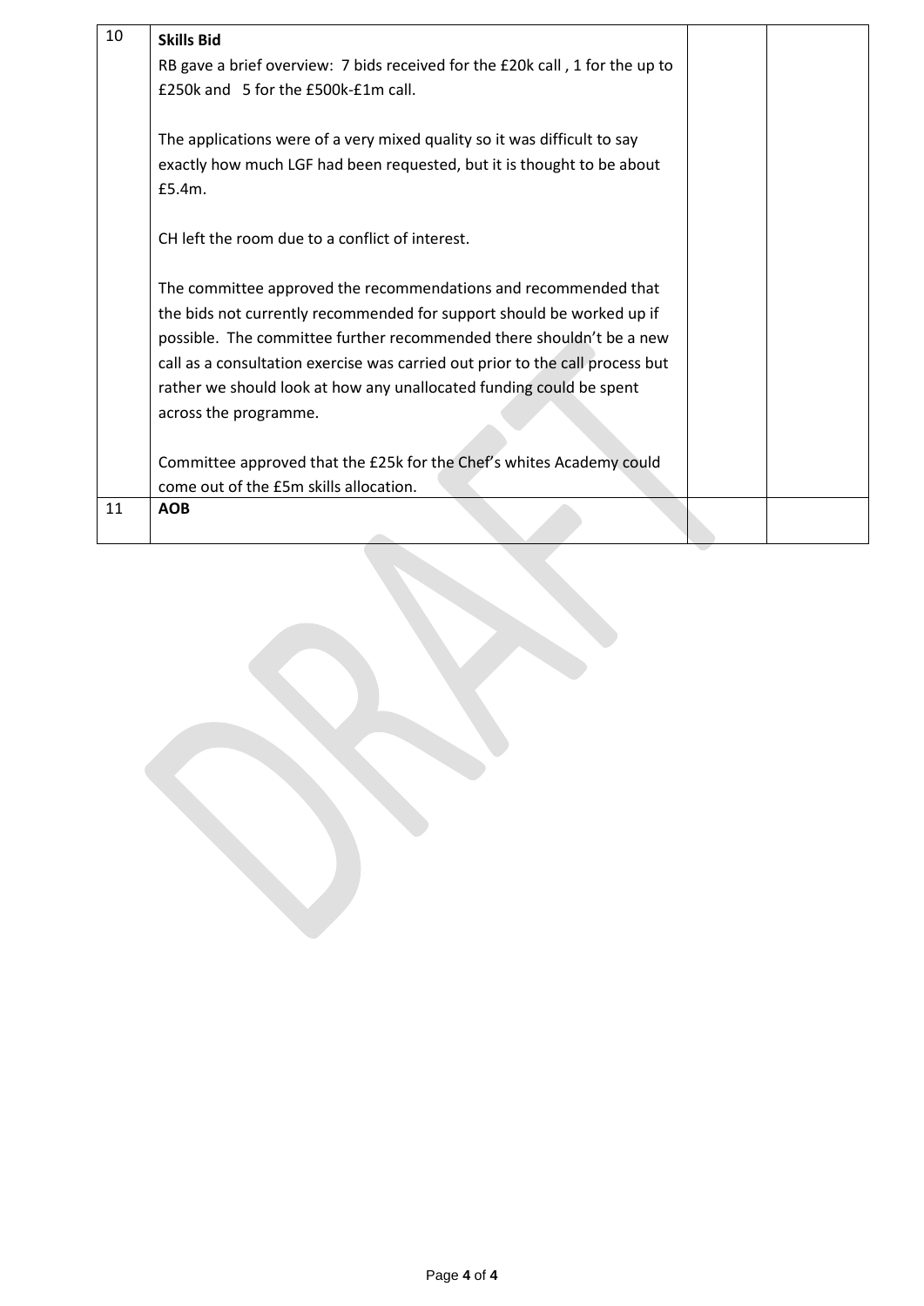| | | | |
|---|---|---|---|
| 10 | **Skills Bid**<br>RB gave a brief overview: 7 bids received for the £20k call , 1 for the up to £250k and 5 for the £500k-£1m call.<br><br>The applications were of a very mixed quality so it was difficult to say exactly how much LGF had been requested, but it is thought to be about £5.4m.<br><br>CH left the room due to a conflict of interest.<br><br>The committee approved the recommendations and recommended that the bids not currently recommended for support should be worked up if possible. The committee further recommended there shouldn't be a new call as a consultation exercise was carried out prior to the call process but rather we should look at how any unallocated funding could be spent across the programme.<br><br>Committee approved that the £25k for the Chef's whites Academy could come out of the £5m skills allocation. | | |
| 11 | **AOB** | | |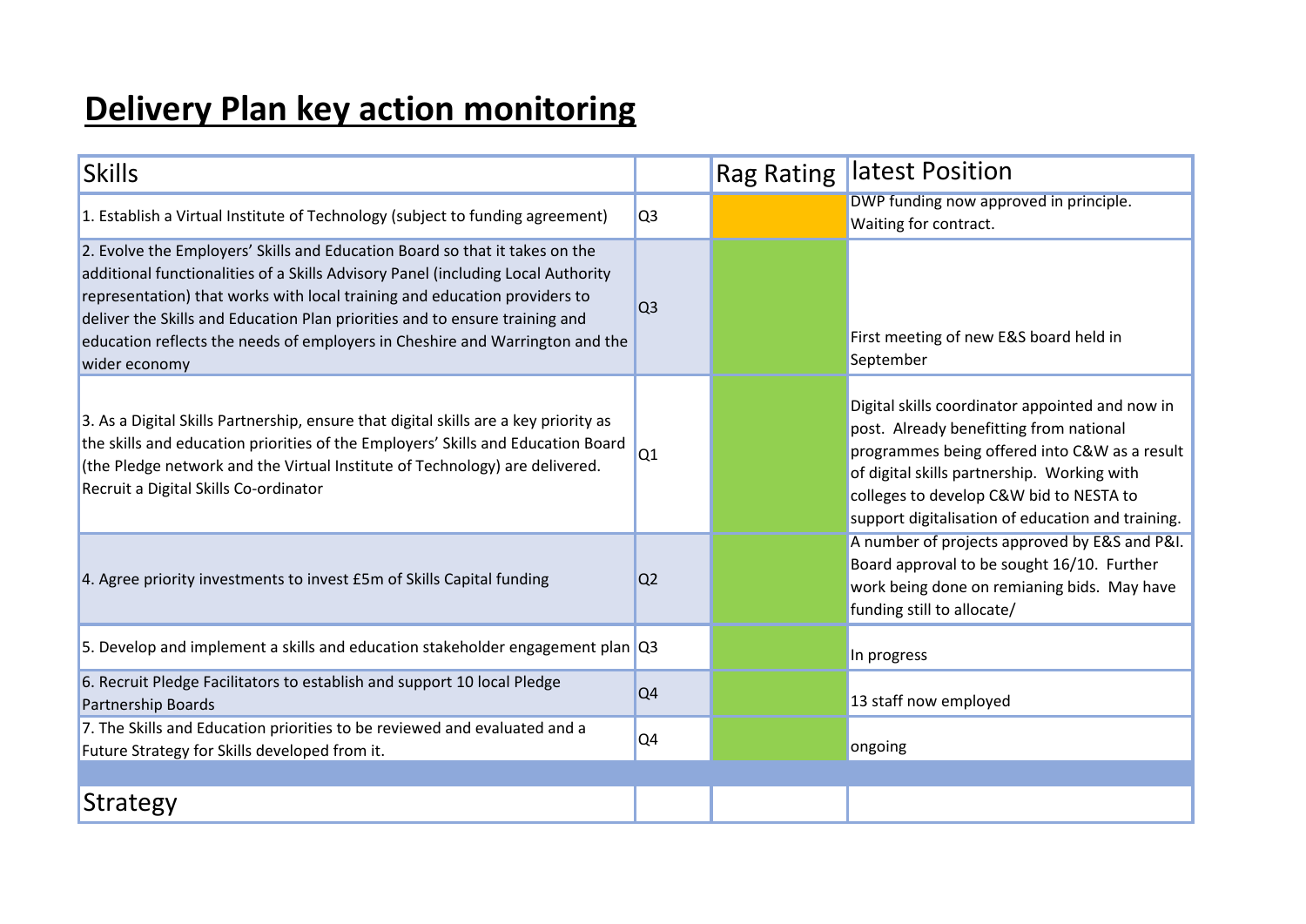# Delivery Plan key action monitoring

| Skills | | Rag Rating | latest Position |
|---|---|---|---|
| 1. Establish a Virtual Institute of Technology (subject to funding agreement) | Q3 | | DWP funding now approved in principle. Waiting for contract. |
| 2. Evolve the Employers' Skills and Education Board so that it takes on the additional functionalities of a Skills Advisory Panel (including Local Authority representation) that works with local training and education providers to deliver the Skills and Education Plan priorities and to ensure training and education reflects the needs of employers in Cheshire and Warrington and the wider economy | Q3 | | First meeting of new E&S board held in September |
| 3. As a Digital Skills Partnership, ensure that digital skills are a key priority as the skills and education priorities of the Employers' Skills and Education Board (the Pledge network and the Virtual Institute of Technology) are delivered. Recruit a Digital Skills Co-ordinator | Q1 | | Digital skills coordinator appointed and now in post. Already benefitting from national programmes being offered into C&W as a result of digital skills partnership. Working with colleges to develop C&W bid to NESTA to support digitalisation of education and training. |
| 4. Agree priority investments to invest £5m of Skills Capital funding | Q2 | | A number of projects approved by E&S and P&I. Board approval to be sought 16/10. Further work being done on remianing bids. May have funding still to allocate/ |
| 5. Develop and implement a skills and education stakeholder engagement plan | Q3 | | In progress |
| 6. Recruit Pledge Facilitators to establish and support 10 local Pledge Partnership Boards | Q4 | | 13 staff now employed |
| 7. The Skills and Education priorities to be reviewed and evaluated and a Future Strategy for Skills developed from it. | Q4 | | ongoing |
| | | | |
| Strategy | | | |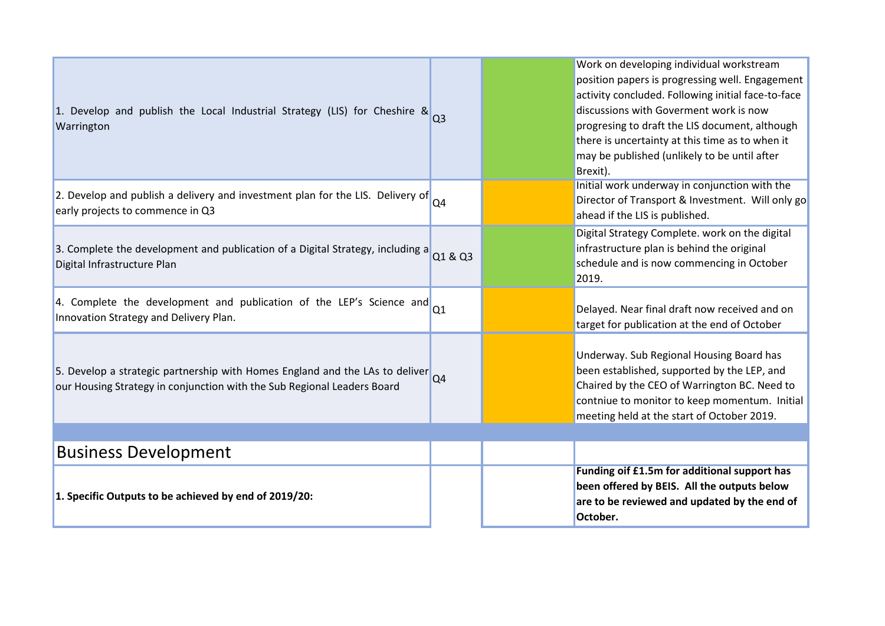| | | | |
|---|---|---|---|
| 1. Develop and publish the Local Industrial Strategy (LIS) for Cheshire & Warrington | Q3 | | Work on developing individual workstream position papers is progressing well. Engagement activity concluded. Following initial face-to-face discussions with Goverment work is now progresing to draft the LIS document, although there is uncertainty at this time as to when it may be published (unlikely to be until after Brexit). |
| 2. Develop and publish a delivery and investment plan for the LIS. Delivery of early projects to commence in Q3 | Q4 | | Initial work underway in conjunction with the Director of Transport & Investment. Will only go ahead if the LIS is published. |
| 3. Complete the development and publication of a Digital Strategy, including a Digital Infrastructure Plan | Q1 & Q3 | | Digital Strategy Complete. work on the digital infrastructure plan is behind the original schedule and is now commencing in October 2019. |
| 4. Complete the development and publication of the LEP's Science and Innovation Strategy and Delivery Plan. | Q1 | | Delayed. Near final draft now received and on target for publication at the end of October |
| 5. Develop a strategic partnership with Homes England and the LAs to deliver our Housing Strategy in conjunction with the Sub Regional Leaders Board | Q4 | | Underway. Sub Regional Housing Board has been established, supported by the LEP, and Chaired by the CEO of Warrington BC. Need to contniue to monitor to keep momentum. Initial meeting held at the start of October 2019. |
| | | | |
| Business Development | | | |
| **1. Specific Outputs to be achieved by end of 2019/20:** | | | **Funding oif £1.5m for additional support has been offered by BEIS. All the outputs below are to be reviewed and updated by the end of October.** |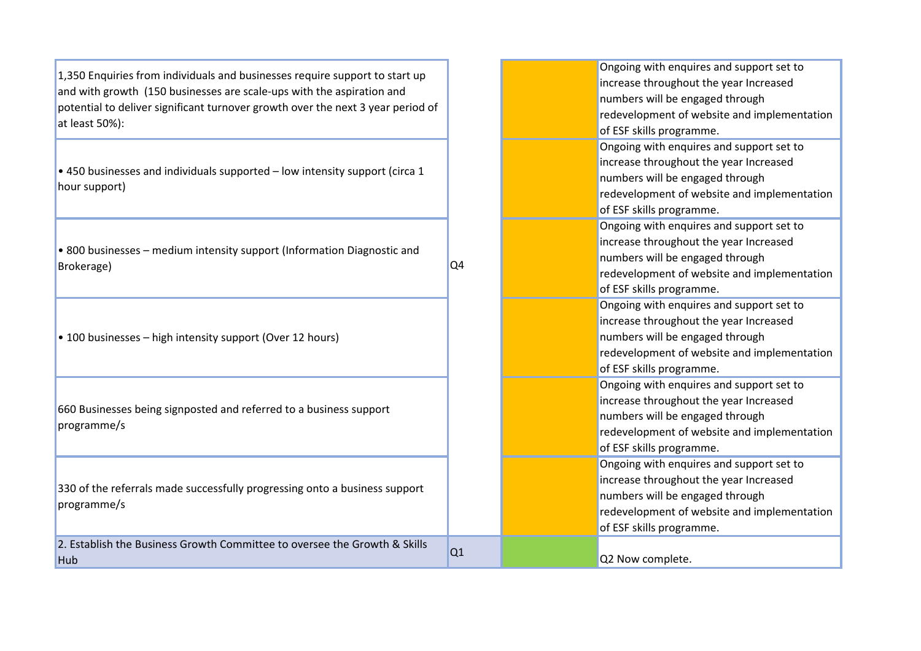| | | | |
|---|---|---|---|
| 1,350 Enquiries from individuals and businesses require support to start up and with growth (150 businesses are scale-ups with the aspiration and potential to deliver significant turnover growth over the next 3 year period of at least 50%): | Q4 | | Ongoing with enquires and support set to increase throughout the year Increased numbers will be engaged through redevelopment of website and implementation of ESF skills programme. |
| • 450 businesses and individuals supported – low intensity support (circa 1 hour support) | | | Ongoing with enquires and support set to increase throughout the year Increased numbers will be engaged through redevelopment of website and implementation of ESF skills programme. |
| • 800 businesses – medium intensity support (Information Diagnostic and Brokerage) | | | Ongoing with enquires and support set to increase throughout the year Increased numbers will be engaged through redevelopment of website and implementation of ESF skills programme. |
| • 100 businesses – high intensity support (Over 12 hours) | | | Ongoing with enquires and support set to increase throughout the year Increased numbers will be engaged through redevelopment of website and implementation of ESF skills programme. |
| 660 Businesses being signposted and referred to a business support programme/s | | | Ongoing with enquires and support set to increase throughout the year Increased numbers will be engaged through redevelopment of website and implementation of ESF skills programme. |
| 330 of the referrals made successfully progressing onto a business support programme/s | | | Ongoing with enquires and support set to increase throughout the year Increased numbers will be engaged through redevelopment of website and implementation of ESF skills programme. |
| 2. Establish the Business Growth Committee to oversee the Growth & Skills Hub | Q1 | | Q2 Now complete. |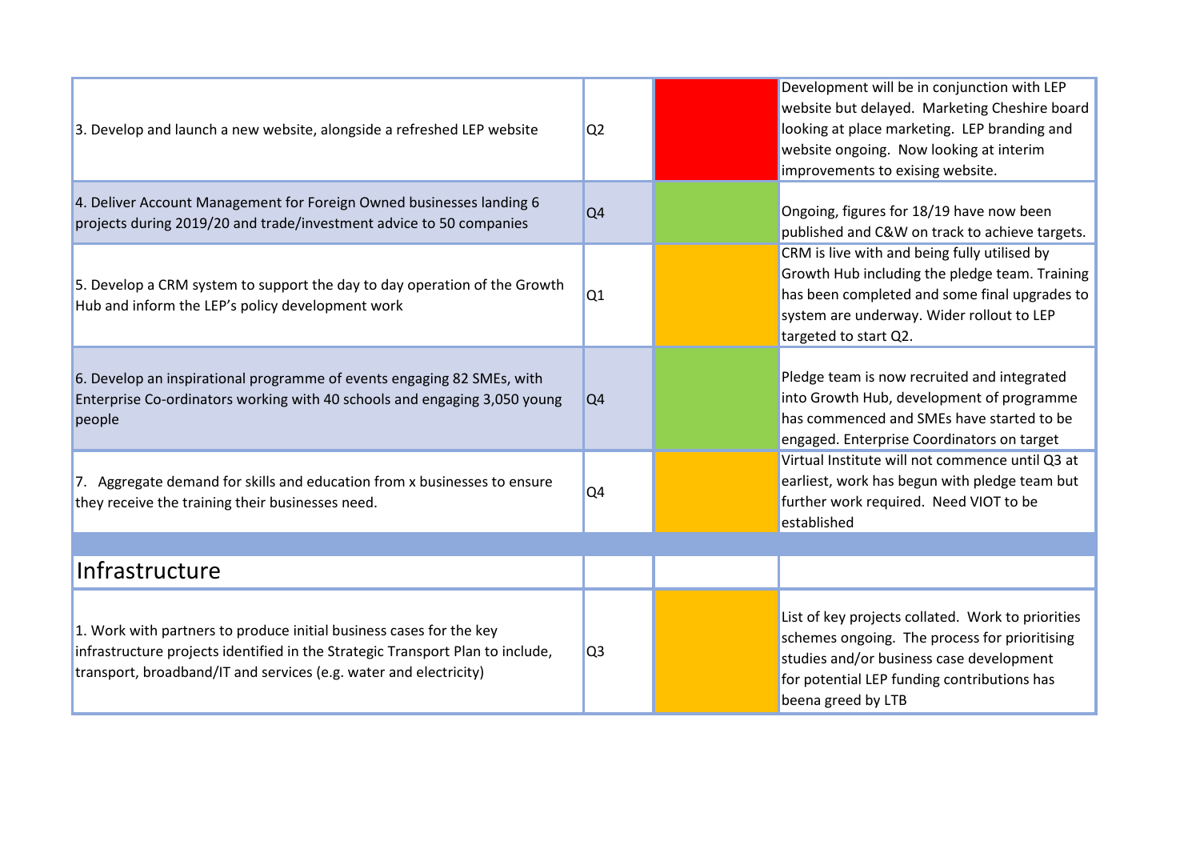| | | | |
|---|---|---|---|
| 3. Develop and launch a new website, alongside a refreshed LEP website | Q2 | | Development will be in conjunction with LEP website but delayed. Marketing Cheshire board looking at place marketing. LEP branding and website ongoing. Now looking at interim improvements to exising website. |
| 4. Deliver Account Management for Foreign Owned businesses landing 6 projects during 2019/20 and trade/investment advice to 50 companies | Q4 | | Ongoing, figures for 18/19 have now been published and C&W on track to achieve targets. |
| 5. Develop a CRM system to support the day to day operation of the Growth Hub and inform the LEP's policy development work | Q1 | | CRM is live with and being fully utilised by Growth Hub including the pledge team. Training has been completed and some final upgrades to system are underway. Wider rollout to LEP targeted to start Q2. |
| 6. Develop an inspirational programme of events engaging 82 SMEs, with Enterprise Co-ordinators working with 40 schools and engaging 3,050 young people | Q4 | | Pledge team is now recruited and integrated into Growth Hub, development of programme has commenced and SMEs have started to be engaged. Enterprise Coordinators on target |
| 7. Aggregate demand for skills and education from x businesses to ensure they receive the training their businesses need. | Q4 | | Virtual Institute will not commence until Q3 at earliest, work has begun with pledge team but further work required. Need VIOT to be established |
| | | | |
| **Infrastructure** | | | |
| 1. Work with partners to produce initial business cases for the key infrastructure projects identified in the Strategic Transport Plan to include, transport, broadband/IT and services (e.g. water and electricity) | Q3 | | List of key projects collated. Work to priorities schemes ongoing. The process for prioritising studies and/or business case development for potential LEP funding contributions has beena greed by LTB |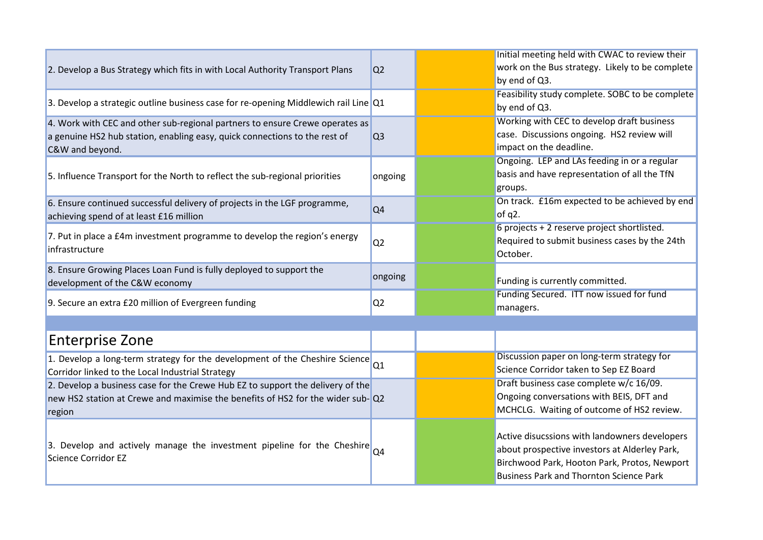| | | | |
|---|---|---|---|
| 2. Develop a Bus Strategy which fits in with Local Authority Transport Plans | Q2 | | Initial meeting held with CWAC to review their work on the Bus strategy. Likely to be complete by end of Q3. |
| 3. Develop a strategic outline business case for re-opening Middlewich rail Line | Q1 | | Feasibility study complete. SOBC to be complete by end of Q3. |
| 4. Work with CEC and other sub-regional partners to ensure Crewe operates as a genuine HS2 hub station, enabling easy, quick connections to the rest of C&W and beyond. | Q3 | | Working with CEC to develop draft business case. Discussions ongoing. HS2 review will impact on the deadline. |
| 5. Influence Transport for the North to reflect the sub-regional priorities | ongoing | | Ongoing. LEP and LAs feeding in or a regular basis and have representation of all the TfN groups. |
| 6. Ensure continued successful delivery of projects in the LGF programme, achieving spend of at least £16 million | Q4 | | On track. £16m expected to be achieved by end of q2. |
| 7. Put in place a £4m investment programme to develop the region's energy infrastructure | Q2 | | 6 projects + 2 reserve project shortlisted. Required to submit business cases by the 24th October. |
| 8. Ensure Growing Places Loan Fund is fully deployed to support the development of the C&W economy | ongoing | | Funding is currently committed. |
| 9. Secure an extra £20 million of Evergreen funding | Q2 | | Funding Secured. ITT now issued for fund managers. |
| | | | |
| **Enterprise Zone** | | | |
| 1. Develop a long-term strategy for the development of the Cheshire Science Corridor linked to the Local Industrial Strategy | Q1 | | Discussion paper on long-term strategy for Science Corridor taken to Sep EZ Board |
| 2. Develop a business case for the Crewe Hub EZ to support the delivery of the new HS2 station at Crewe and maximise the benefits of HS2 for the wider sub-region | Q2 | | Draft business case complete w/c 16/09. Ongoing conversations with BEIS, DFT and MCHCLG. Waiting of outcome of HS2 review. |
| 3. Develop and actively manage the investment pipeline for the Cheshire Science Corridor EZ | Q4 | | Active disucssions with landowners developers about prospective investors at Alderley Park, Birchwood Park, Hooton Park, Protos, Newport Business Park and Thornton Science Park |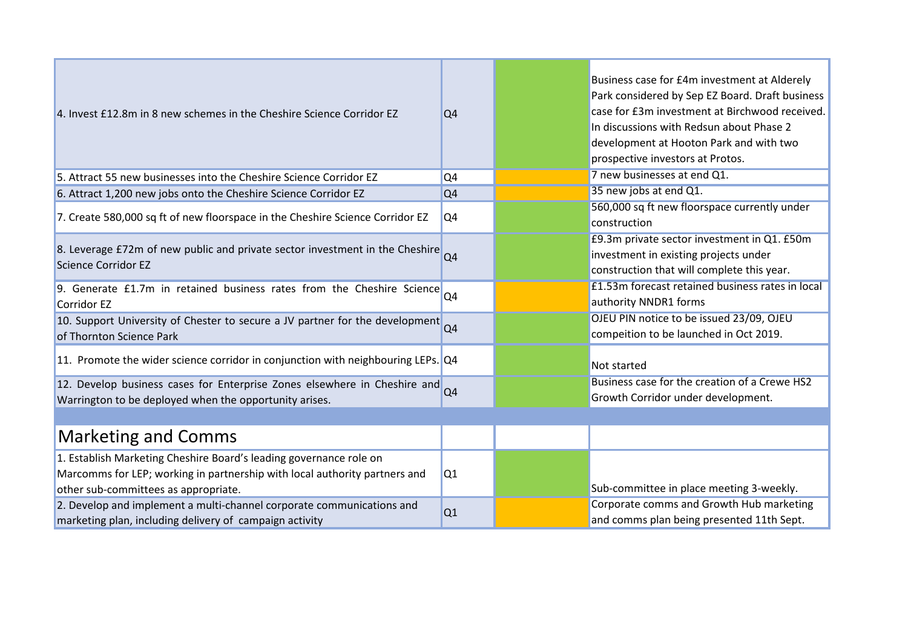| | | | |
|---|---|---|---|
| 4. Invest £12.8m in 8 new schemes in the Cheshire Science Corridor EZ | Q4 | | Business case for £4m investment at Alderely Park considered by Sep EZ Board. Draft business case for £3m investment at Birchwood received. In discussions with Redsun about Phase 2 development at Hooton Park and with two prospective investors at Protos. |
| 5. Attract 55 new businesses into the Cheshire Science Corridor EZ | Q4 | | 7 new businesses at end Q1. |
| 6. Attract 1,200 new jobs onto the Cheshire Science Corridor EZ | Q4 | | 35 new jobs at end Q1. |
| 7. Create 580,000 sq ft of new floorspace in the Cheshire Science Corridor EZ | Q4 | | 560,000 sq ft new floorspace currently under construction |
| 8. Leverage £72m of new public and private sector investment in the Cheshire Science Corridor EZ | Q4 | | £9.3m private sector investment in Q1. £50m investment in existing projects under construction that will complete this year. |
| 9. Generate £1.7m in retained business rates from the Cheshire Science Corridor EZ | Q4 | | £1.53m forecast retained business rates in local authority NNDR1 forms |
| 10. Support University of Chester to secure a JV partner for the development of Thornton Science Park | Q4 | | OJEU PIN notice to be issued 23/09, OJEU compeition to be launched in Oct 2019. |
| 11. Promote the wider science corridor in conjunction with neighbouring LEPs. | Q4 | | Not started |
| 12. Develop business cases for Enterprise Zones elsewhere in Cheshire and Warrington to be deployed when the opportunity arises. | Q4 | | Business case for the creation of a Crewe HS2 Growth Corridor under development. |
| | | | |
| **Marketing and Comms** | | | |
| 1. Establish Marketing Cheshire Board's leading governance role on Marcomms for LEP; working in partnership with local authority partners and other sub-committees as appropriate. | Q1 | | Sub-committee in place meeting 3-weekly. |
| 2. Develop and implement a multi-channel corporate communications and marketing plan, including delivery of campaign activity | Q1 | | Corporate comms and Growth Hub marketing and comms plan being presented 11th Sept. |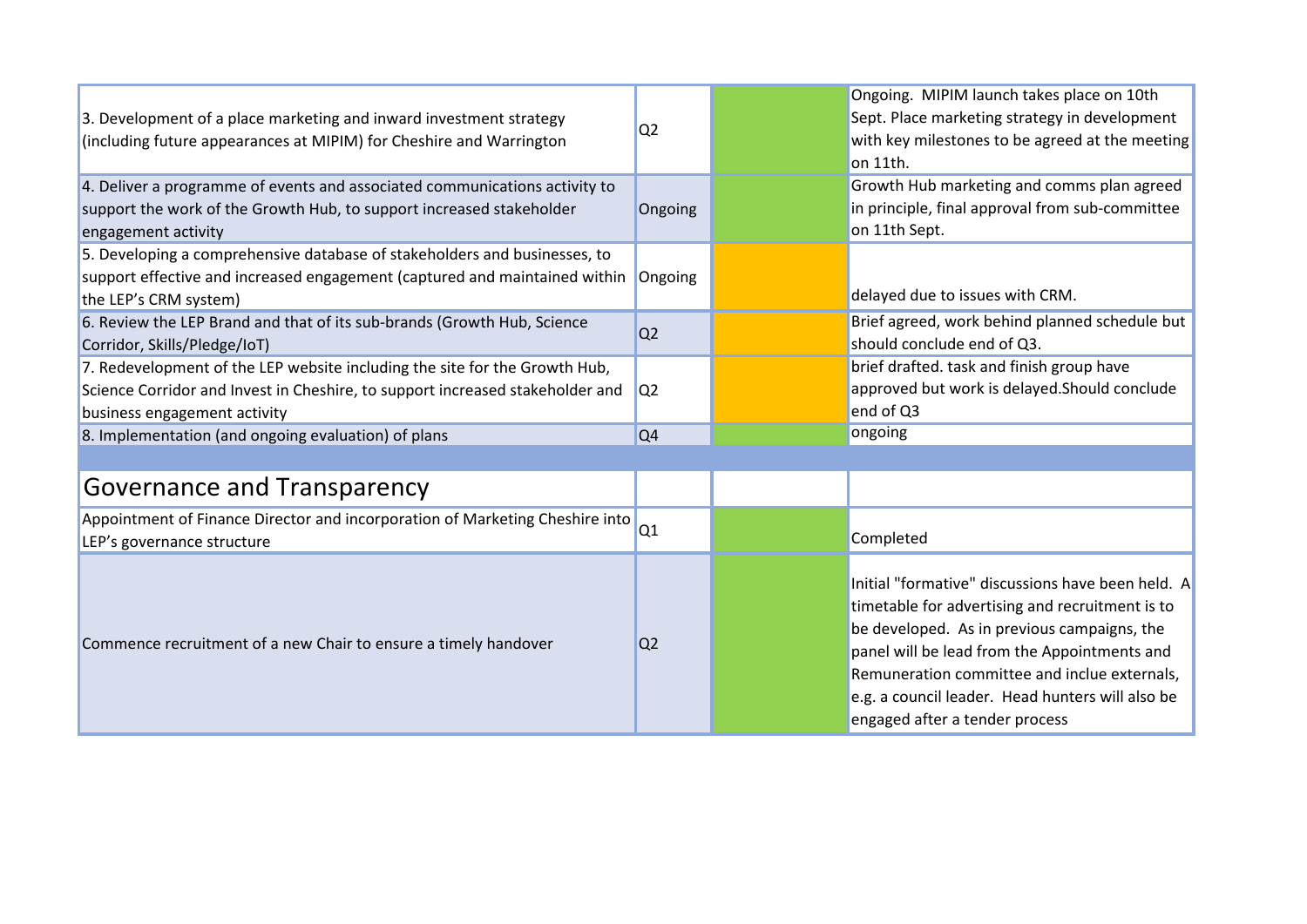| | | | |
|---|---|---|---|
| 3. Development of a place marketing and inward investment strategy (including future appearances at MIPIM) for Cheshire and Warrington | Q2 | | Ongoing. MIPIM launch takes place on 10th Sept. Place marketing strategy in development with key milestones to be agreed at the meeting on 11th. |
| 4. Deliver a programme of events and associated communications activity to support the work of the Growth Hub, to support increased stakeholder engagement activity | Ongoing | | Growth Hub marketing and comms plan agreed in principle, final approval from sub-committee on 11th Sept. |
| 5. Developing a comprehensive database of stakeholders and businesses, to support effective and increased engagement (captured and maintained within the LEP's CRM system) | Ongoing | | delayed due to issues with CRM. |
| 6. Review the LEP Brand and that of its sub-brands (Growth Hub, Science Corridor, Skills/Pledge/IoT) | Q2 | | Brief agreed, work behind planned schedule but should conclude end of Q3. |
| 7. Redevelopment of the LEP website including the site for the Growth Hub, Science Corridor and Invest in Cheshire, to support increased stakeholder and business engagement activity | Q2 | | brief drafted. task and finish group have approved but work is delayed.Should conclude end of Q3 |
| 8. Implementation (and ongoing evaluation) of plans | Q4 | | ongoing |
| | | | |
| **Governance and Transparency** | | | |
| Appointment of Finance Director and incorporation of Marketing Cheshire into LEP's governance structure | Q1 | | Completed |
| Commence recruitment of a new Chair to ensure a timely handover | Q2 | | Initial "formative" discussions have been held. A timetable for advertising and recruitment is to be developed. As in previous campaigns, the panel will be lead from the Appointments and Remuneration committee and inclue externals, e.g. a council leader. Head hunters will also be engaged after a tender process |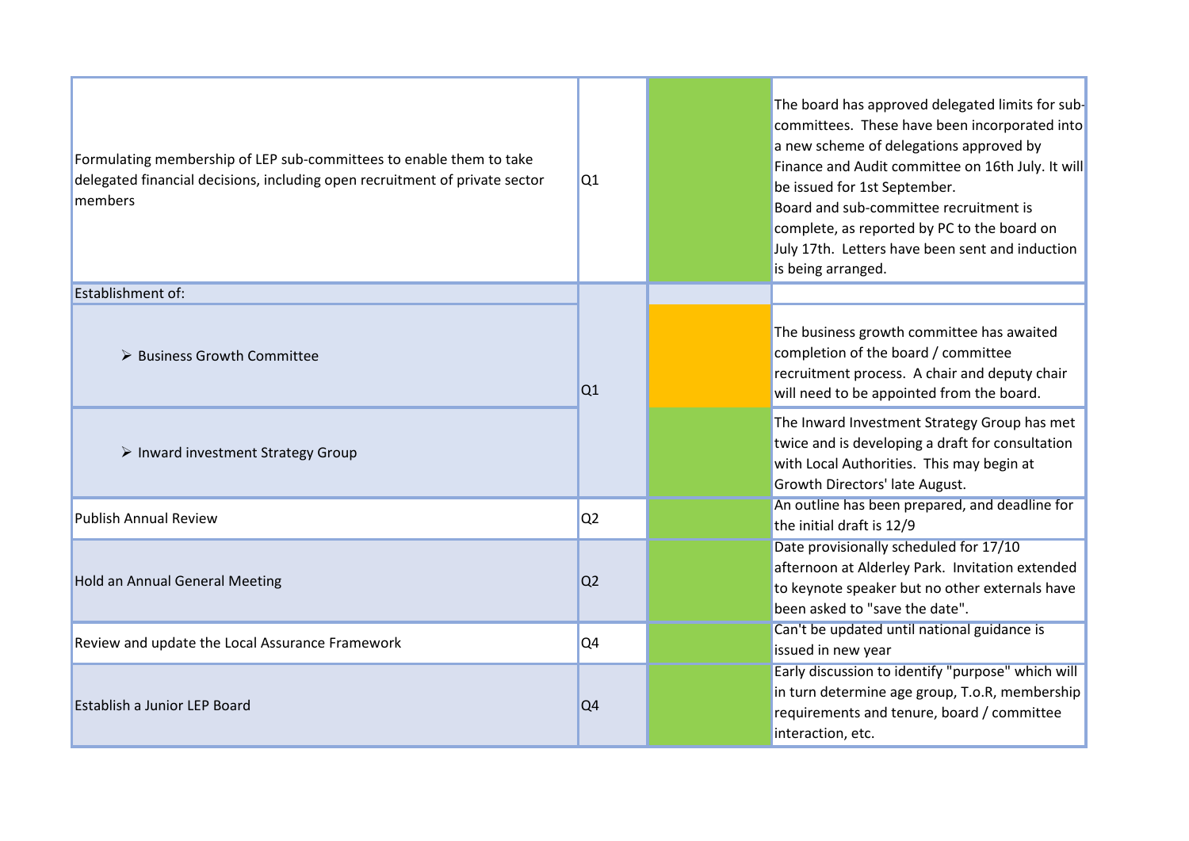| | | | |
|---|---|---|---|
| Formulating membership of LEP sub-committees to enable them to take delegated financial decisions, including open recruitment of private sector members | Q1 | | The board has approved delegated limits for sub-committees. These have been incorporated into a new scheme of delegations approved by Finance and Audit committee on 16th July. It will be issued for 1st September.<br>Board and sub-committee recruitment is complete, as reported by PC to the board on July 17th. Letters have been sent and induction is being arranged. |
| Establishment of: | Q1 | | |
| ➢ Business Growth Committee | | | The business growth committee has awaited completion of the board / committee recruitment process. A chair and deputy chair will need to be appointed from the board. |
| ➢ Inward investment Strategy Group | | | The Inward Investment Strategy Group has met twice and is developing a draft for consultation with Local Authorities. This may begin at Growth Directors' late August. |
| Publish Annual Review | Q2 | | An outline has been prepared, and deadline for the initial draft is 12/9 |
| Hold an Annual General Meeting | Q2 | | Date provisionally scheduled for 17/10 afternoon at Alderley Park. Invitation extended to keynote speaker but no other externals have been asked to "save the date". |
| Review and update the Local Assurance Framework | Q4 | | Can't be updated until national guidance is issued in new year |
| Establish a Junior LEP Board | Q4 | | Early discussion to identify "purpose" which will in turn determine age group, T.o.R, membership requirements and tenure, board / committee interaction, etc. |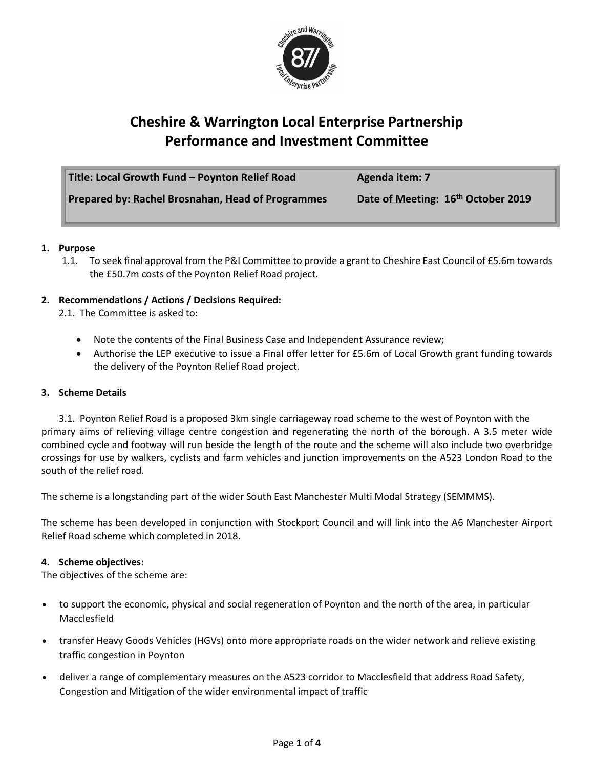# Cheshire & Warrington Local Enterprise Partnership
# Performance and Investment Committee

| Title: Local Growth Fund – Poynton Relief Road | Agenda item: 7 |
|---|---|
| Prepared by: Rachel Brosnahan, Head of Programmes | Date of Meeting: 16th October 2019 |

**1. Purpose**

1.1. To seek final approval from the P&I Committee to provide a grant to Cheshire East Council of £5.6m towards the £50.7m costs of the Poynton Relief Road project.

**2. Recommendations / Actions / Decisions Required:**

2.1. The Committee is asked to:

- Note the contents of the Final Business Case and Independent Assurance review;
- Authorise the LEP executive to issue a Final offer letter for £5.6m of Local Growth grant funding towards the delivery of the Poynton Relief Road project.

**3. Scheme Details**

3.1. Poynton Relief Road is a proposed 3km single carriageway road scheme to the west of Poynton with the primary aims of relieving village centre congestion and regenerating the north of the borough. A 3.5 meter wide combined cycle and footway will run beside the length of the route and the scheme will also include two overbridge crossings for use by walkers, cyclists and farm vehicles and junction improvements on the A523 London Road to the south of the relief road.

The scheme is a longstanding part of the wider South East Manchester Multi Modal Strategy (SEMMMS).

The scheme has been developed in conjunction with Stockport Council and will link into the A6 Manchester Airport Relief Road scheme which completed in 2018.

**4. Scheme objectives:**

The objectives of the scheme are:

- to support the economic, physical and social regeneration of Poynton and the north of the area, in particular Macclesfield
- transfer Heavy Goods Vehicles (HGVs) onto more appropriate roads on the wider network and relieve existing traffic congestion in Poynton
- deliver a range of complementary measures on the A523 corridor to Macclesfield that address Road Safety, Congestion and Mitigation of the wider environmental impact of traffic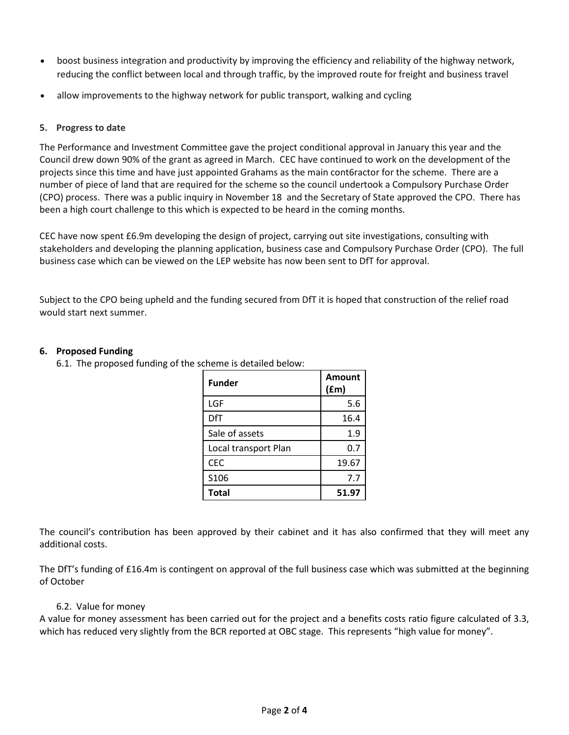- boost business integration and productivity by improving the efficiency and reliability of the highway network, reducing the conflict between local and through traffic, by the improved route for freight and business travel
- allow improvements to the highway network for public transport, walking and cycling

**5. Progress to date**

The Performance and Investment Committee gave the project conditional approval in January this year and the Council drew down 90% of the grant as agreed in March. CEC have continued to work on the development of the projects since this time and have just appointed Grahams as the main cont6ractor for the scheme. There are a number of piece of land that are required for the scheme so the council undertook a Compulsory Purchase Order (CPO) process. There was a public inquiry in November 18 and the Secretary of State approved the CPO. There has been a high court challenge to this which is expected to be heard in the coming months.

CEC have now spent £6.9m developing the design of project, carrying out site investigations, consulting with stakeholders and developing the planning application, business case and Compulsory Purchase Order (CPO). The full business case which can be viewed on the LEP website has now been sent to DfT for approval.

Subject to the CPO being upheld and the funding secured from DfT it is hoped that construction of the relief road would start next summer.

**6. Proposed Funding**

6.1. The proposed funding of the scheme is detailed below:

| Funder | Amount (£m) |
|---|---|
| LGF | 5.6 |
| DfT | 16.4 |
| Sale of assets | 1.9 |
| Local transport Plan | 0.7 |
| CEC | 19.67 |
| S106 | 7.7 |
| **Total** | **51.97** |

The council's contribution has been approved by their cabinet and it has also confirmed that they will meet any additional costs.

The DfT's funding of £16.4m is contingent on approval of the full business case which was submitted at the beginning of October

6.2. Value for money

A value for money assessment has been carried out for the project and a benefits costs ratio figure calculated of 3.3, which has reduced very slightly from the BCR reported at OBC stage. This represents "high value for money".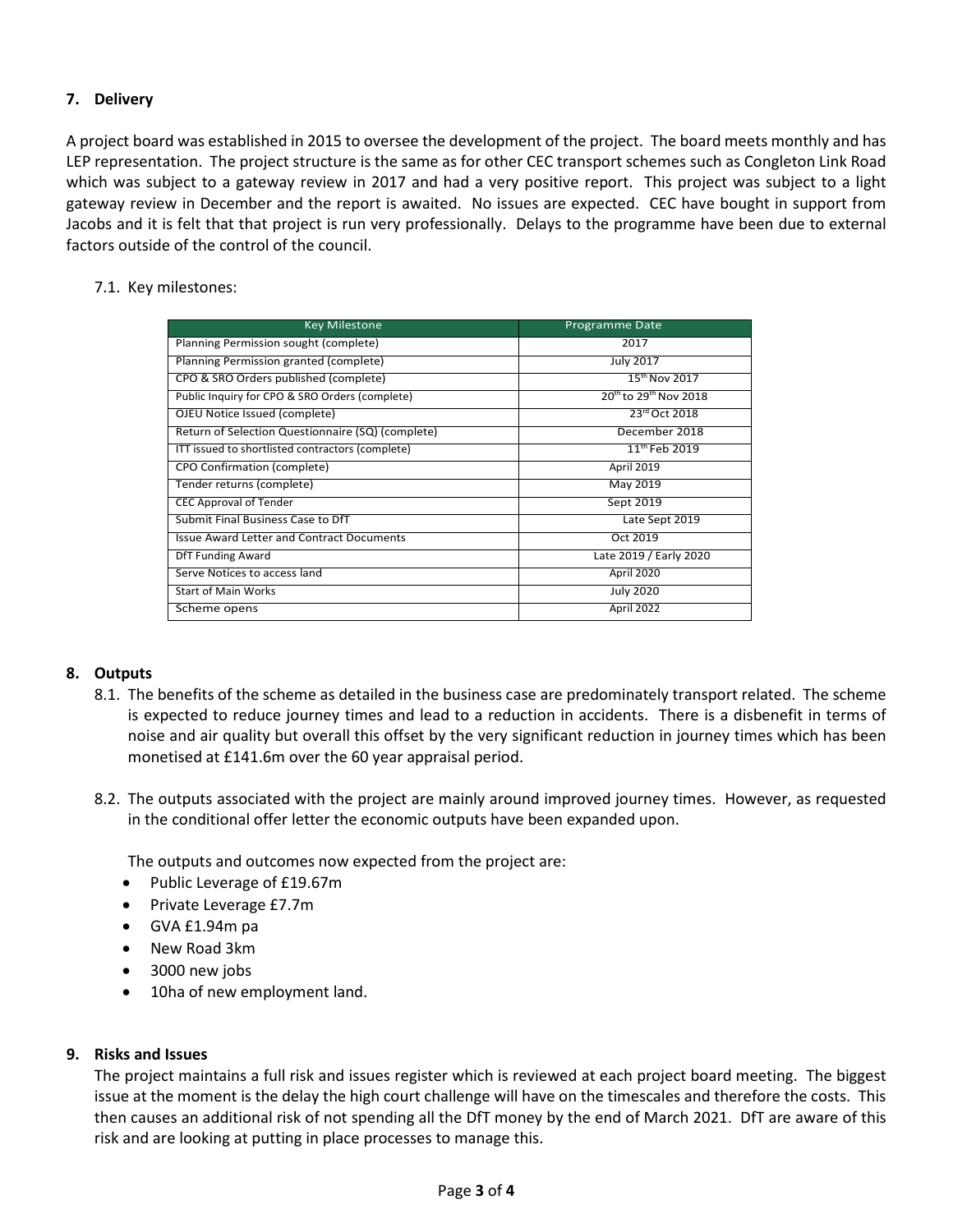## 7. Delivery

A project board was established in 2015 to oversee the development of the project. The board meets monthly and has LEP representation. The project structure is the same as for other CEC transport schemes such as Congleton Link Road which was subject to a gateway review in 2017 and had a very positive report. This project was subject to a light gateway review in December and the report is awaited. No issues are expected. CEC have bought in support from Jacobs and it is felt that that project is run very professionally. Delays to the programme have been due to external factors outside of the control of the council.

7.1. Key milestones:

| Key Milestone | Programme Date |
|---|---|
| Planning Permission sought (complete) | 2017 |
| Planning Permission granted (complete) | July 2017 |
| CPO & SRO Orders published (complete) | 15th Nov 2017 |
| Public Inquiry for CPO & SRO Orders (complete) | 20th to 29th Nov 2018 |
| OJEU Notice Issued (complete) | 23rd Oct 2018 |
| Return of Selection Questionnaire (SQ) (complete) | December 2018 |
| ITT issued to shortlisted contractors (complete) | 11th Feb 2019 |
| CPO Confirmation (complete) | April 2019 |
| Tender returns (complete) | May 2019 |
| CEC Approval of Tender | Sept 2019 |
| Submit Final Business Case to DfT | Late Sept 2019 |
| Issue Award Letter and Contract Documents | Oct 2019 |
| DfT Funding Award | Late 2019 / Early 2020 |
| Serve Notices to access land | April 2020 |
| Start of Main Works | July 2020 |
| Scheme opens | April 2022 |

## 8. Outputs

8.1. The benefits of the scheme as detailed in the business case are predominately transport related. The scheme is expected to reduce journey times and lead to a reduction in accidents. There is a disbenefit in terms of noise and air quality but overall this offset by the very significant reduction in journey times which has been monetised at £141.6m over the 60 year appraisal period.

8.2. The outputs associated with the project are mainly around improved journey times. However, as requested in the conditional offer letter the economic outputs have been expanded upon.

The outputs and outcomes now expected from the project are:

- Public Leverage of £19.67m
- Private Leverage £7.7m
- GVA £1.94m pa
- New Road 3km
- 3000 new jobs
- 10ha of new employment land.

## 9. Risks and Issues

The project maintains a full risk and issues register which is reviewed at each project board meeting. The biggest issue at the moment is the delay the high court challenge will have on the timescales and therefore the costs. This then causes an additional risk of not spending all the DfT money by the end of March 2021. DfT are aware of this risk and are looking at putting in place processes to manage this.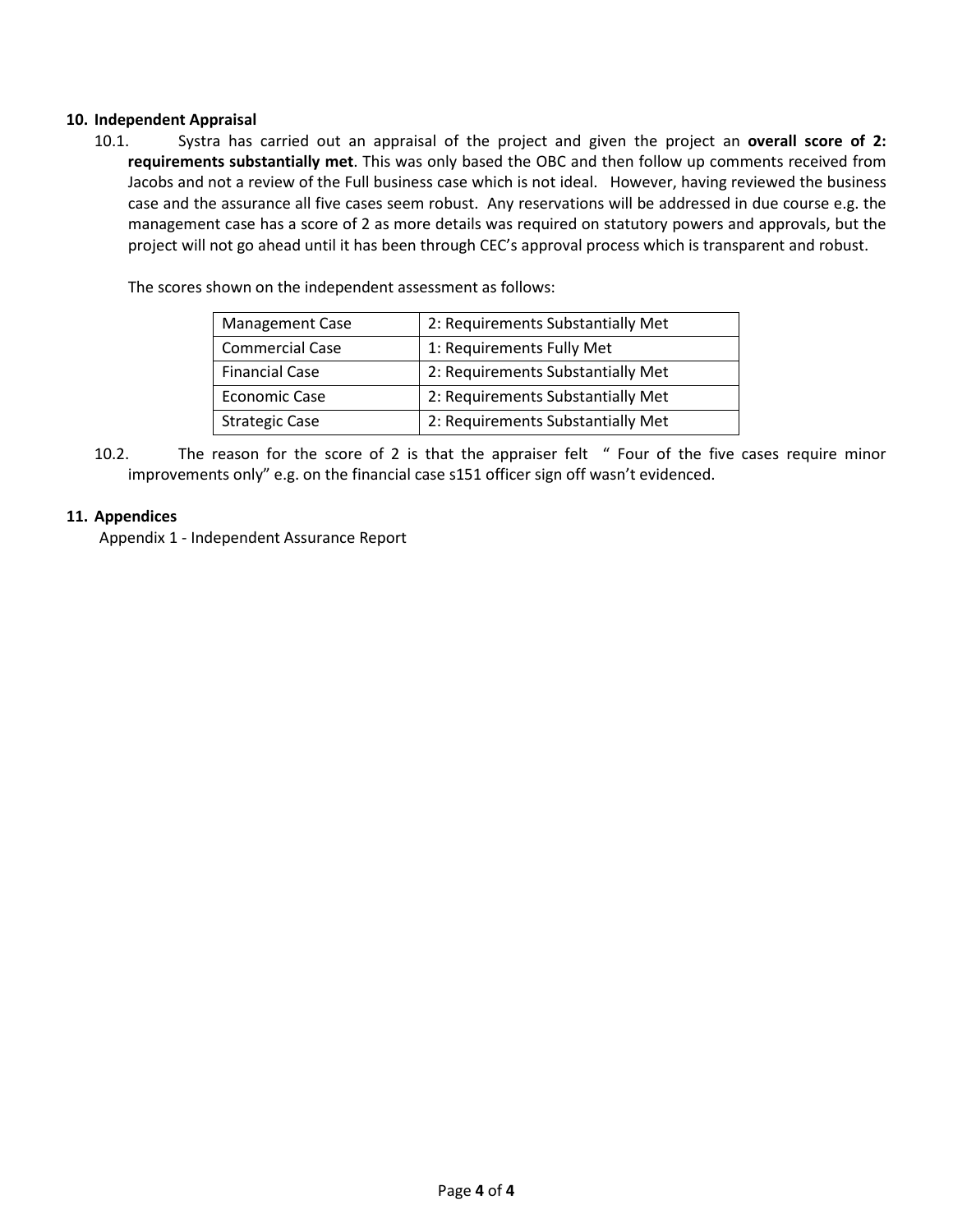## 10. Independent Appraisal

10.1. Systra has carried out an appraisal of the project and given the project an **overall score of 2: requirements substantially met**. This was only based the OBC and then follow up comments received from Jacobs and not a review of the Full business case which is not ideal. However, having reviewed the business case and the assurance all five cases seem robust. Any reservations will be addressed in due course e.g. the management case has a score of 2 as more details was required on statutory powers and approvals, but the project will not go ahead until it has been through CEC's approval process which is transparent and robust.

The scores shown on the independent assessment as follows:

| Case | Score |
|---|---|
| Management Case | 2: Requirements Substantially Met |
| Commercial Case | 1: Requirements Fully Met |
| Financial Case | 2: Requirements Substantially Met |
| Economic Case | 2: Requirements Substantially Met |
| Strategic Case | 2: Requirements Substantially Met |

10.2. The reason for the score of 2 is that the appraiser felt " Four of the five cases require minor improvements only" e.g. on the financial case s151 officer sign off wasn't evidenced.

## 11. Appendices

Appendix 1 - Independent Assurance Report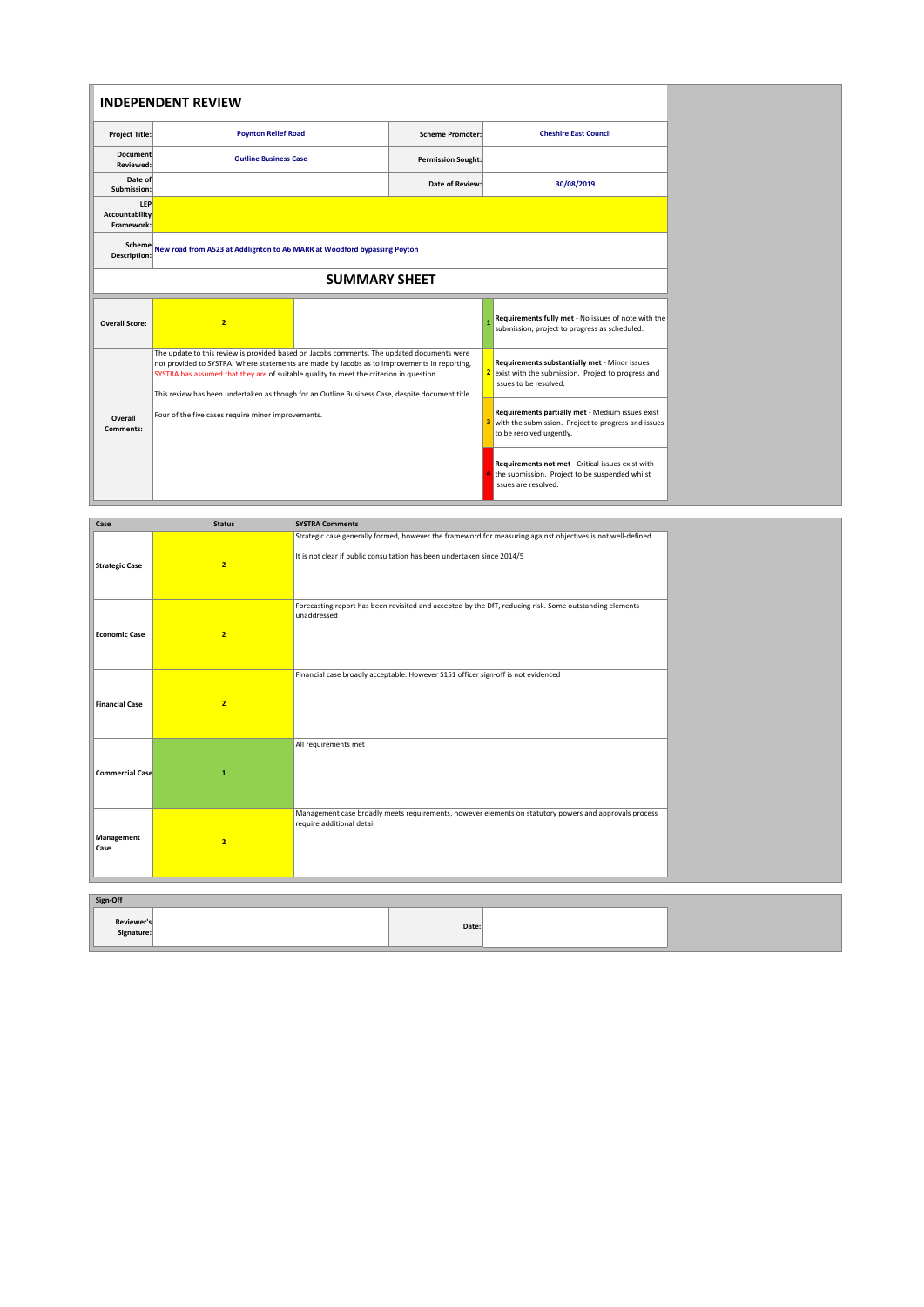## INDEPENDENT REVIEW

| | | | |
|---|---|---|---|
| **Project Title:** | **Poynton Relief Road** | **Scheme Promoter:** | **Cheshire East Council** |
| **Document Reviewed:** | **Outline Business Case** | **Permission Sought:** | |
| **Date of Submission:** | | **Date of Review:** | **30/08/2019** |
| **LEP Accountability Framework:** | | | |
| **Scheme Description:** | **New road from A523 at Addlignton to A6 MARR at Woodford bypassing Poyton** | | |

### SUMMARY SHEET

| | | | |
|---|---|---|---|
| **Overall Score:** | 2 | 1 | **Requirements fully met** - No issues of note with the submission, project to progress as scheduled. |
| **Overall Comments:** | The update to this review is provided based on Jacobs comments. The updated documents were not provided to SYSTRA. Where statements are made by Jacobs as to improvements in reporting, SYSTRA has assumed that they are of suitable quality to meet the criterion in question<br><br>This review has been undertaken as though for an Outline Business Case, despite document title.<br><br>Four of the five cases require minor improvements. | 2 | **Requirements substantially met** - Minor issues exist with the submission. Project to progress and issues to be resolved. |
| | | 3 | **Requirements partially met** - Medium issues exist with the submission. Project to progress and issues to be resolved urgently. |
| | | 4 | **Requirements not met** - Critical issues exist with the submission. Project to be suspended whilst issues are resolved. |

| Case | Status | SYSTRA Comments |
|---|---|---|
| **Strategic Case** | 2 | Strategic case generally formed, however the framework for measuring against objectives is not well-defined.<br><br>It is not clear if public consultation has been undertaken since 2014/5 |
| **Economic Case** | 2 | Forecasting report has been revisited and accepted by the DfT, reducing risk. Some outstanding elements unaddressed |
| **Financial Case** | 2 | Financial case broadly acceptable. However S151 officer sign-off is not evidenced |
| **Commercial Case** | 1 | All requirements met |
| **Management Case** | 2 | Management case broadly meets requirements, however elements on statutory powers and approvals process require additional detail |

| Sign-Off | | | |
|---|---|---|---|
| **Reviewer's Signature:** | | **Date:** | |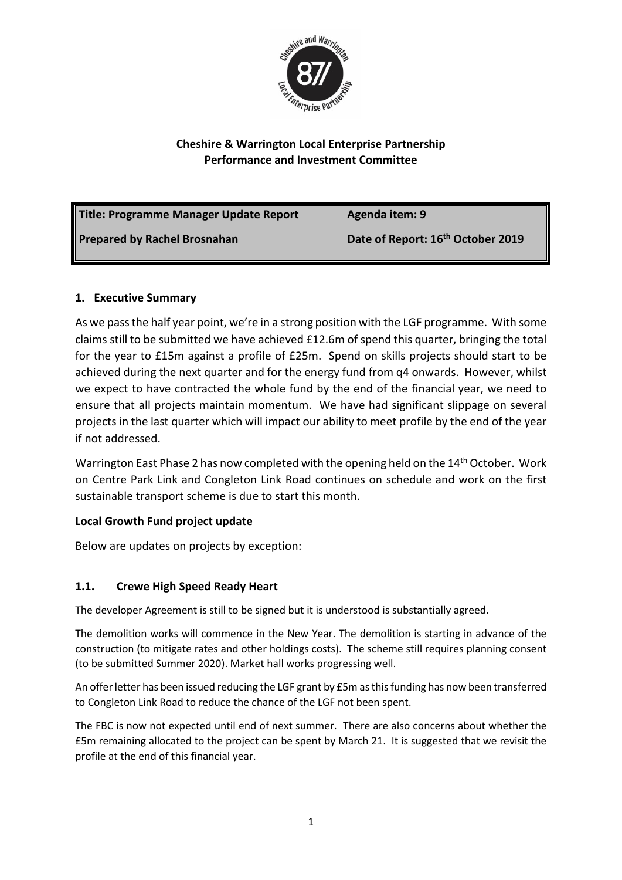**Cheshire & Warrington Local Enterprise Partnership**
**Performance and Investment Committee**

| Title: Programme Manager Update Report | Agenda item: 9 |
| --- | --- |
| Prepared by Rachel Brosnahan | Date of Report: 16th October 2019 |

## 1. Executive Summary

As we pass the half year point, we're in a strong position with the LGF programme. With some claims still to be submitted we have achieved £12.6m of spend this quarter, bringing the total for the year to £15m against a profile of £25m. Spend on skills projects should start to be achieved during the next quarter and for the energy fund from q4 onwards. However, whilst we expect to have contracted the whole fund by the end of the financial year, we need to ensure that all projects maintain momentum. We have had significant slippage on several projects in the last quarter which will impact our ability to meet profile by the end of the year if not addressed.

Warrington East Phase 2 has now completed with the opening held on the 14th October. Work on Centre Park Link and Congleton Link Road continues on schedule and work on the first sustainable transport scheme is due to start this month.

### Local Growth Fund project update

Below are updates on projects by exception:

### 1.1. Crewe High Speed Ready Heart

The developer Agreement is still to be signed but it is understood is substantially agreed.

The demolition works will commence in the New Year. The demolition is starting in advance of the construction (to mitigate rates and other holdings costs). The scheme still requires planning consent (to be submitted Summer 2020). Market hall works progressing well.

An offer letter has been issued reducing the LGF grant by £5m as this funding has now been transferred to Congleton Link Road to reduce the chance of the LGF not been spent.

The FBC is now not expected until end of next summer. There are also concerns about whether the £5m remaining allocated to the project can be spent by March 21. It is suggested that we revisit the profile at the end of this financial year.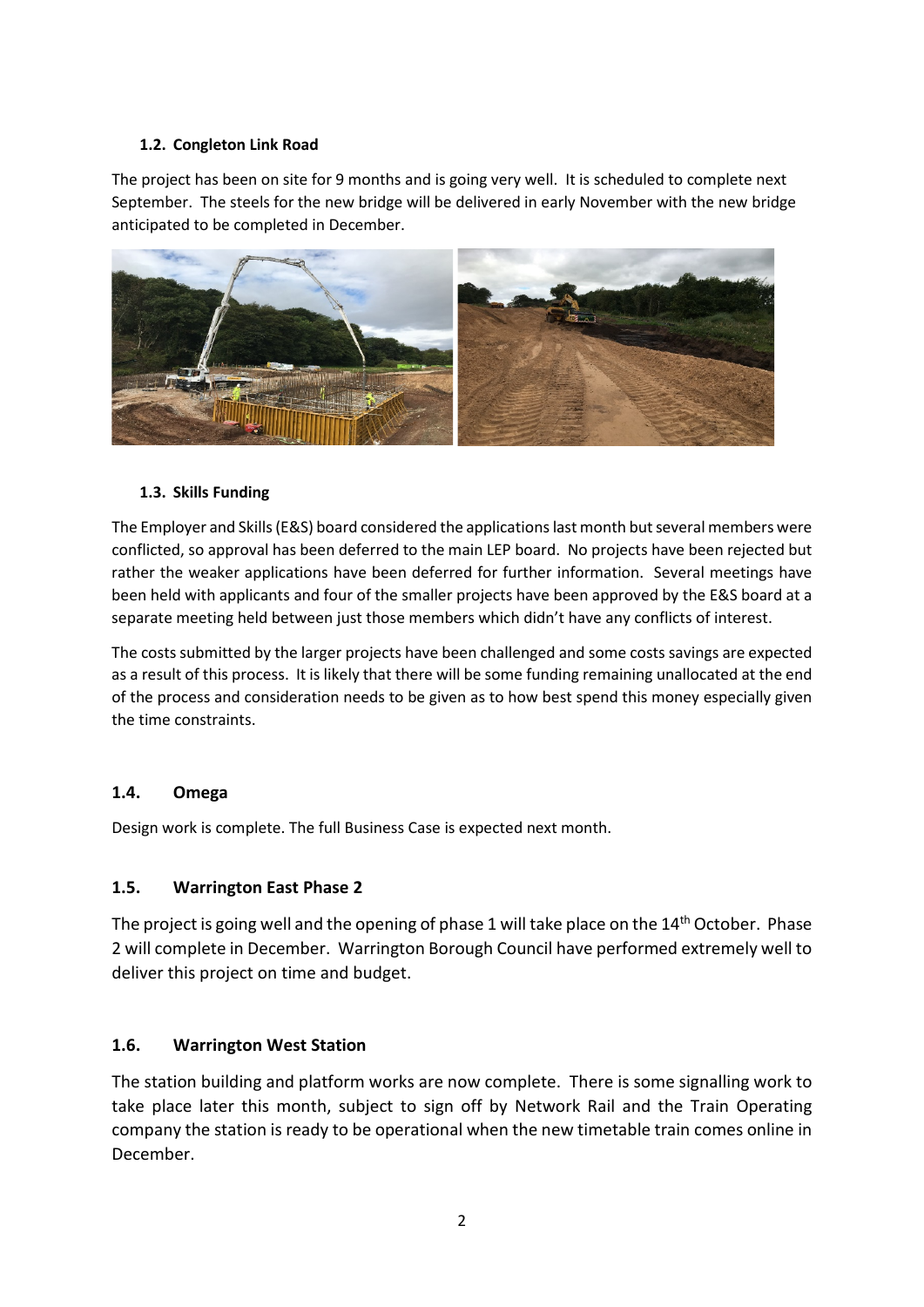### 1.2. Congleton Link Road

The project has been on site for 9 months and is going very well. It is scheduled to complete next September. The steels for the new bridge will be delivered in early November with the new bridge anticipated to be completed in December.

### 1.3. Skills Funding

The Employer and Skills (E&S) board considered the applications last month but several members were conflicted, so approval has been deferred to the main LEP board. No projects have been rejected but rather the weaker applications have been deferred for further information. Several meetings have been held with applicants and four of the smaller projects have been approved by the E&S board at a separate meeting held between just those members which didn't have any conflicts of interest.

The costs submitted by the larger projects have been challenged and some costs savings are expected as a result of this process. It is likely that there will be some funding remaining unallocated at the end of the process and consideration needs to be given as to how best spend this money especially given the time constraints.

### 1.4. Omega

Design work is complete. The full Business Case is expected next month.

### 1.5. Warrington East Phase 2

The project is going well and the opening of phase 1 will take place on the 14th October. Phase 2 will complete in December. Warrington Borough Council have performed extremely well to deliver this project on time and budget.

### 1.6. Warrington West Station

The station building and platform works are now complete. There is some signalling work to take place later this month, subject to sign off by Network Rail and the Train Operating company the station is ready to be operational when the new timetable train comes online in December.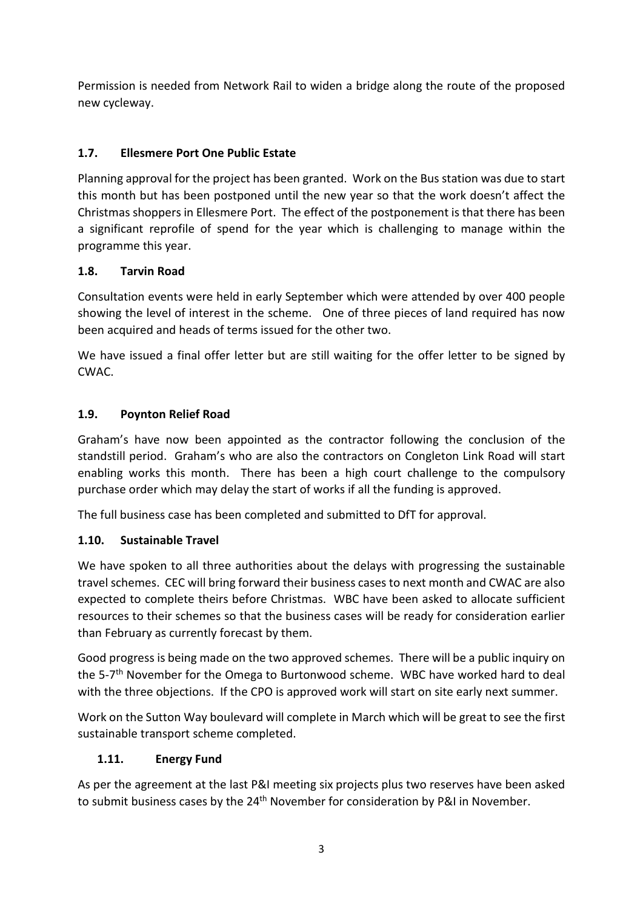Permission is needed from Network Rail to widen a bridge along the route of the proposed new cycleway.

### 1.7. Ellesmere Port One Public Estate

Planning approval for the project has been granted. Work on the Bus station was due to start this month but has been postponed until the new year so that the work doesn't affect the Christmas shoppers in Ellesmere Port. The effect of the postponement is that there has been a significant reprofile of spend for the year which is challenging to manage within the programme this year.

### 1.8. Tarvin Road

Consultation events were held in early September which were attended by over 400 people showing the level of interest in the scheme. One of three pieces of land required has now been acquired and heads of terms issued for the other two.

We have issued a final offer letter but are still waiting for the offer letter to be signed by CWAC.

### 1.9. Poynton Relief Road

Graham's have now been appointed as the contractor following the conclusion of the standstill period. Graham's who are also the contractors on Congleton Link Road will start enabling works this month. There has been a high court challenge to the compulsory purchase order which may delay the start of works if all the funding is approved.

The full business case has been completed and submitted to DfT for approval.

### 1.10. Sustainable Travel

We have spoken to all three authorities about the delays with progressing the sustainable travel schemes. CEC will bring forward their business cases to next month and CWAC are also expected to complete theirs before Christmas. WBC have been asked to allocate sufficient resources to their schemes so that the business cases will be ready for consideration earlier than February as currently forecast by them.

Good progress is being made on the two approved schemes. There will be a public inquiry on the 5-7th November for the Omega to Burtonwood scheme. WBC have worked hard to deal with the three objections. If the CPO is approved work will start on site early next summer.

Work on the Sutton Way boulevard will complete in March which will be great to see the first sustainable transport scheme completed.

### 1.11. Energy Fund

As per the agreement at the last P&I meeting six projects plus two reserves have been asked to submit business cases by the 24th November for consideration by P&I in November.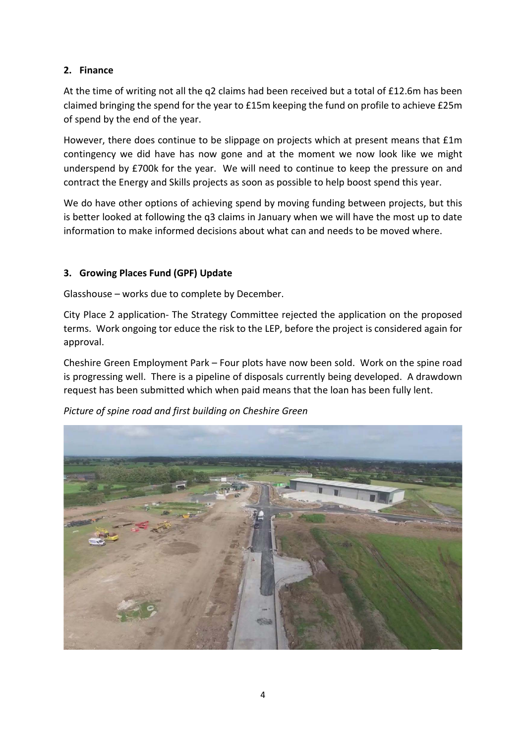## 2. Finance

At the time of writing not all the q2 claims had been received but a total of £12.6m has been claimed bringing the spend for the year to £15m keeping the fund on profile to achieve £25m of spend by the end of the year.

However, there does continue to be slippage on projects which at present means that £1m contingency we did have has now gone and at the moment we now look like we might underspend by £700k for the year. We will need to continue to keep the pressure on and contract the Energy and Skills projects as soon as possible to help boost spend this year.

We do have other options of achieving spend by moving funding between projects, but this is better looked at following the q3 claims in January when we will have the most up to date information to make informed decisions about what can and needs to be moved where.

## 3. Growing Places Fund (GPF) Update

Glasshouse – works due to complete by December.

City Place 2 application- The Strategy Committee rejected the application on the proposed terms. Work ongoing tor educe the risk to the LEP, before the project is considered again for approval.

Cheshire Green Employment Park – Four plots have now been sold. Work on the spine road is progressing well. There is a pipeline of disposals currently being developed. A drawdown request has been submitted which when paid means that the loan has been fully lent.

*Picture of spine road and first building on Cheshire Green*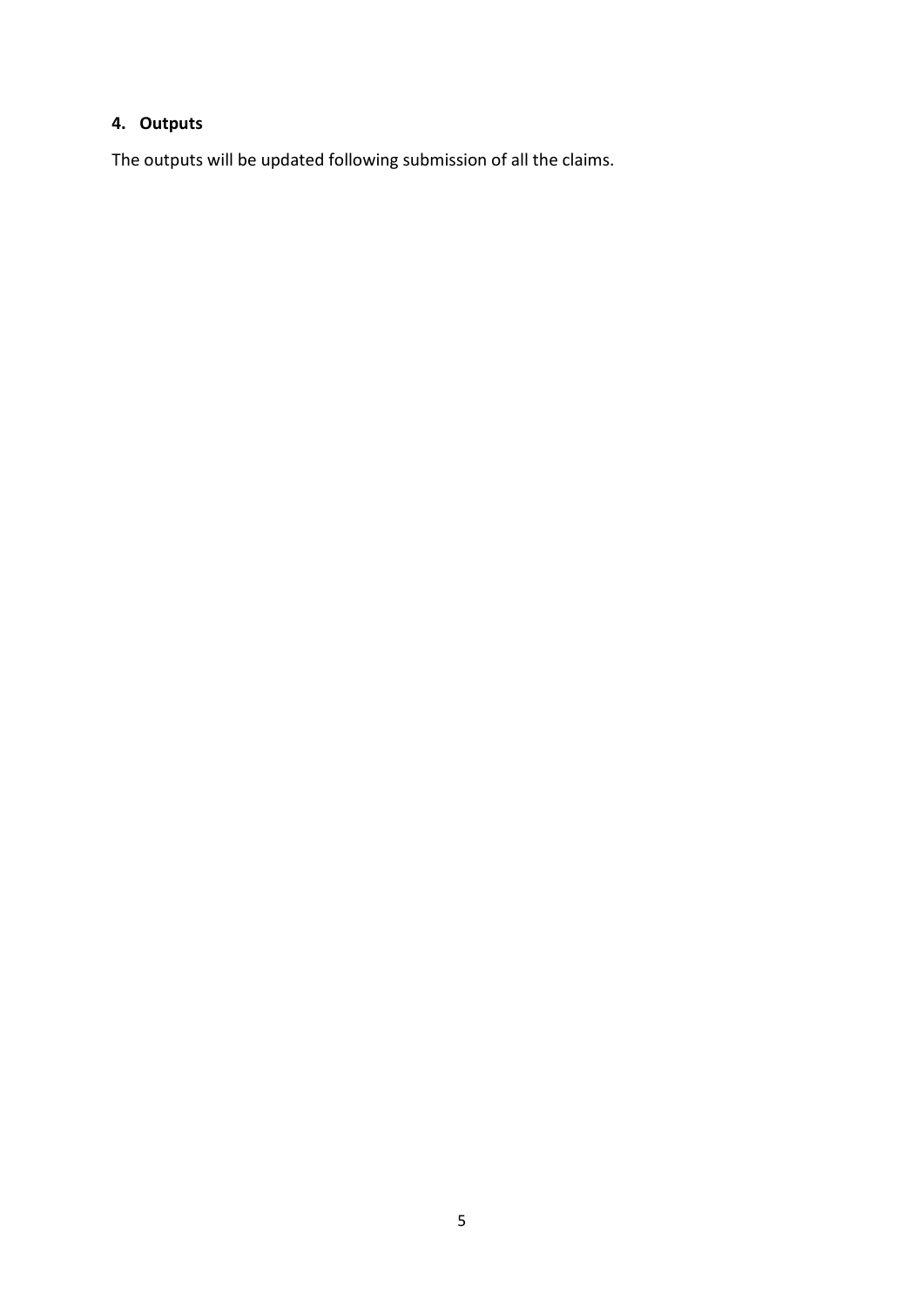## 4. Outputs

The outputs will be updated following submission of all the claims.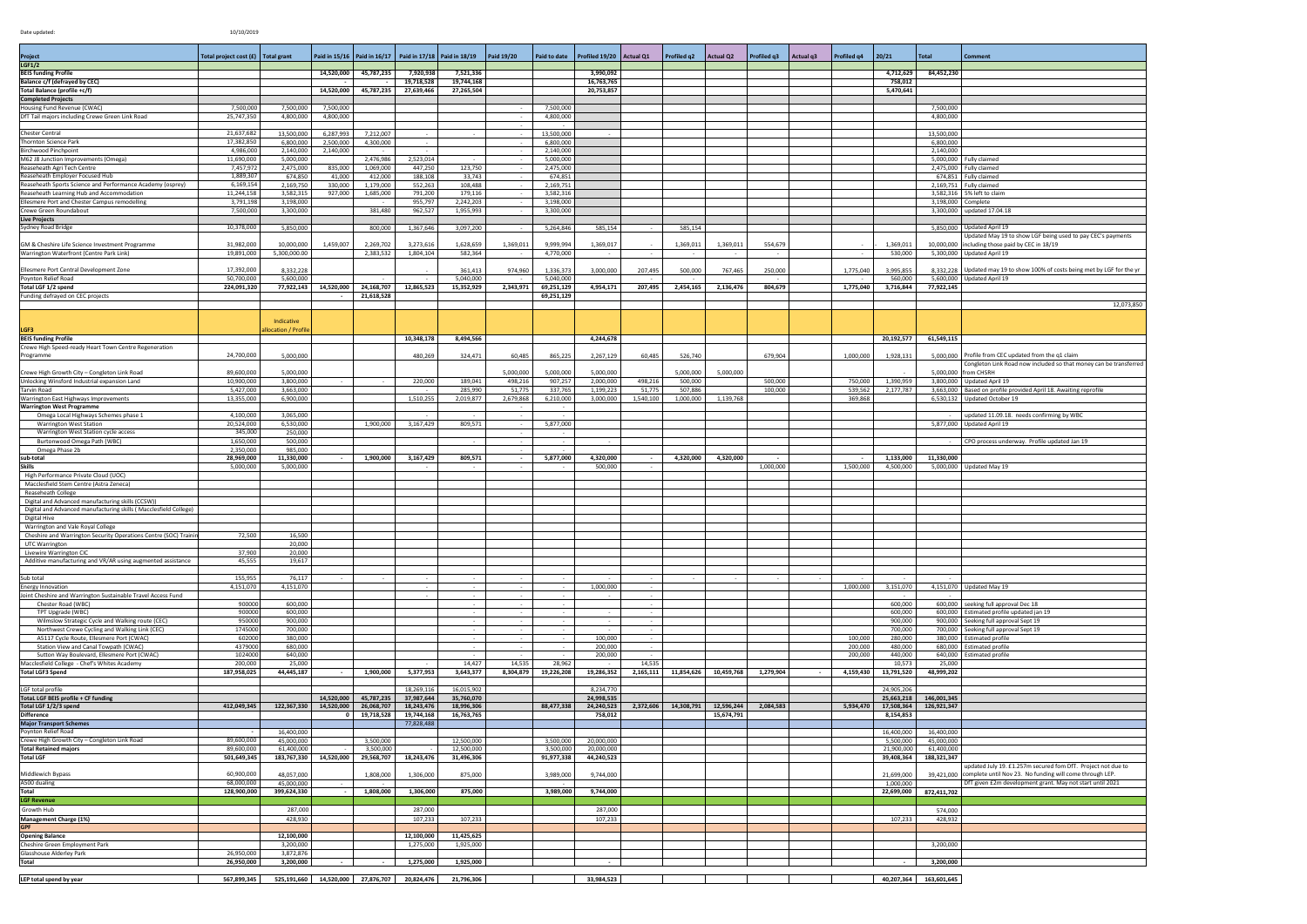Date updated: 10/10/2019

| Project | Total project cost (£) | Total grant | Paid in 15/16 | Paid in 16/17 | Paid in 17/18 | Paid in 18/19 | Paid 19/20 | Paid to date | Profiled 19/20 | Actual Q1 | Profiled q2 | Actual Q2 | Profiled q3 | Actual q3 | Profiled q4 | 20/21 | Total | Comment |
|---|---|---|---|---|---|---|---|---|---|---|---|---|---|---|---|---|---|---|
| **LGF1/2** | | | | | | | | | | | | | | | | | | |
| **BEIS funding Profile** | | | 14,520,000 | 45,787,235 | 7,920,938 | 7,521,336 | | | 3,990,092 | | | | | | | 4,712,629 | 84,452,230 | |
| **Balance c/f (defrayed by CEC)** | | | - | - | 19,718,528 | 19,744,168 | | | 16,763,765 | | | | | | | 758,012 | | |
| **Total Balance (profile +c/f)** | | | 14,520,000 | 45,787,235 | 27,639,466 | 27,265,504 | | | 20,753,857 | | | | | | | 5,470,641 | | |
| **Completed Projects** | | | | | | | | | | | | | | | | | | |
| Housing Fund Revenue (CWAC) | 7,500,000 | 7,500,000 | 7,500,000 | | | | - | 7,500,000 | | | | | | | | | 7,500,000 | |
| DfT Tail majors including Crewe Green Link Road | 25,747,350 | 4,800,000 | 4,800,000 | | | | - | 4,800,000 | | | | | | | | | 4,800,000 | |
| | | | | | | | - | | | | | | | | | | | |
| Chester Central | 21,637,682 | 13,500,000 | 6,287,993 | 7,212,007 | - | - | - | 13,500,000 | - | | | | | | | | 13,500,000 | |
| Thornton Science Park | 17,382,850 | 6,800,000 | 2,500,000 | 4,300,000 | - | | - | 6,800,000 | | | | | | | | | 6,800,000 | |
| Birchwood Pinchpoint | 4,986,000 | 2,140,000 | 2,140,000 | | | | - | 2,140,000 | | | | | | | | | 2,140,000 | |
| M62 J8 Junction Improvements (Omega) | 11,690,000 | 5,000,000 | | 2,476,986 | 2,523,014 | | - | 5,000,000 | | | | | | | | | 5,000,000 | Fully claimed |
| Reaseheath Agri Tech Centre | 7,457,972 | 2,475,000 | 835,000 | 1,069,000 | 447,250 | 123,750 | - | 2,475,000 | | | | | | | | | 2,475,000 | Fully claimed |
| Reaseheath Employer Focused Hub | 1,889,307 | 674,850 | 41,000 | 412,000 | 188,108 | 33,743 | - | 674,851 | | | | | | | | | 674,851 | Fully claimed |
| Reaseheath Sports Science and Performance Academy (osprey) | 6,169,154 | 2,169,750 | 330,000 | 1,179,000 | 552,263 | 108,488 | - | 2,169,751 | | | | | | | | | 2,169,751 | Fully claimed |
| Reaseheath Learning Hub and Accommodation | 11,244,158 | 3,582,315 | 927,000 | 1,685,000 | 791,200 | 179,116 | - | 3,582,316 | | | | | | | | | 3,582,316 | 5% left to claim |
| Ellesmere Port and Chester Campus remodelling | 3,791,198 | 3,198,000 | | - | 955,797 | 2,242,203 | - | 3,198,000 | | | | | | | | | 3,198,000 | Complete |
| Crewe Green Roundabout | 7,500,000 | 3,300,000 | | 381,480 | 962,527 | 1,955,993 | - | 3,300,000 | | | | | | | | | 3,300,000 | updated 17.04.18 |
| **Live Projects** | | | | | | | | | | | | | | | | | | |
| Sydney Road Bridge | 10,378,000 | 5,850,000 | | 800,000 | 1,367,646 | 3,097,200 | - | 5,264,846 | 585,154 | - | 585,154 | | | | | | 5,850,000 | Updated April 19 |
| GM & Cheshire Life Science Investment Programme | 31,982,000 | 10,000,000 | 1,459,007 | 2,269,702 | 3,273,616 | 1,628,659 | 1,369,011 | 9,999,994 | 1,369,017 | - | 1,369,011 | 1,369,011 | 554,679 | | - | - 1,369,011 | 10,000,000 | Updated May 19 to show LGF being used to pay CEC's payments including those paid by CEC in 18/19 |
| Warrington Waterfront (Centre Park Link) | 19,891,000 | 5,300,000.00 | | 2,383,532 | 1,804,104 | 582,364 | - | 4,770,000 | - | - | - | - | - | | | 530,000 | 5,300,000 | Updated April 19 |
| Ellesmere Port Central Development Zone | 17,392,000 | 8,332,228 | | | - | 361,413 | 974,960 | 1,336,373 | 3,000,000 | 207,495 | 500,000 | 767,465 | 250,000 | | 1,775,040 | 3,995,855 | 8,332,228 | Updated may 19 to show 100% of costs being met by LGF for the yr |
| Poynton Relief Road | 50,700,000 | 5,600,000 | | | - | 5,040,000 | - | 5,040,000 | | - | - | - | - | | - | 560,000 | 5,600,000 | Updated April 19 |
| **Total LGF 1/2 spend** | 224,091,320 | 77,922,143 | 14,520,000 | 24,168,707 | 12,865,523 | 15,352,929 | 2,343,971 | 69,251,129 | 4,954,171 | 207,495 | 2,454,165 | 2,136,476 | 804,679 | | 1,775,040 | 3,716,844 | 77,922,145 | |
| Funding defrayed on CEC projects | | | | - | 21,618,528 | | | 69,251,129 | | | | | | | | | | |
| | | | | | | | | | | | | | | | | | | 12,073,850 |
| **LGF3** | | Indicative allocation / Profile | | | | | | | | | | | | | | | | |
| **BEIS funding Profile** | | | | | 10,348,178 | 8,494,566 | | | 4,244,678 | | | | | | | 20,192,577 | 61,549,115 | |
| Crewe High Speed-ready Heart Town Centre Regeneration Programme | 24,700,000 | 5,000,000 | | | 480,269 | 324,471 | 60,485 | 865,225 | 2,267,129 | 60,485 | 526,740 | | 679,904 | | 1,000,000 | 1,928,131 | 5,000,000 | Profile from CEC updated from the q1 claim |
| Crewe High Growth City – Congleton Link Road | 89,600,000 | 5,000,000 | | | | | 5,000,000 | 5,000,000 | 5,000,000 | | 5,000,000 | 5,000,000 | | | | - | 5,000,000 | Congleton Link Road now included so that money can be transferred from CHSRH |
| Unlocking Winsford Industrial expansion Land | 10,900,000 | 3,800,000 | - | - | 220,000 | 189,041 | 498,216 | 907,257 | 2,000,000 | 498,216 | 500,000 | | 500,000 | | 750,000 | 1,390,959 | 3,800,000 | Updated April 19 |
| Tarvin Road | 5,427,000 | 3,663,000 | | | | 285,990 | 51,775 | 337,765 | 1,199,223 | 51,775 | 507,886 | | 100,000 | | 539,562 | 2,177,787 | 3,663,000 | Based on profile provided April 18. Awaiting reprofile |
| Warrington East Highways Improvements | 13,355,000 | 6,900,000 | | | 1,510,255 | 2,019,877 | 2,679,868 | 6,210,000 | 3,000,000 | 1,540,100 | 1,000,000 | 1,139,768 | | | 369,868 | | 6,530,132 | Updated October 19 |
| **Warrington West Programme** | | | | | | | | | | | | | | | | | | |
| Omega Local Highways Schemes phase 1 | 4,100,000 | 3,065,000 | | | | | - | - | | | | | | | | | | updated 11.09.18. needs confirming by WBC |
| Warrington West Station | 20,524,000 | 6,530,000 | | 1,900,000 | 3,167,429 | 809,571 | - | 5,877,000 | | | | | | | | | 5,877,000 | Updated April 19 |
| Warrington West Station cycle access | 345,000 | 250,000 | | | | | - | - | | | | | | | | | | |
| Burtonwood Omega Path (WBC) | 1,650,000 | 500,000 | | | - | - | - | - | - | | | | | | | | - | CPO process underway. Profile updated Jan 19 |
| Omega Phase 2b | 2,350,000 | 985,000 | | | | - | | | | | | | | | | | | |
| **sub-total** | 28,969,000 | 11,330,000 | - | 1,900,000 | 3,167,429 | 809,571 | - | 5,877,000 | 4,320,000 | - | 4,320,000 | 4,320,000 | - | | - | 1,133,000 | 11,330,000 | |
| **Skills** | 5,000,000 | 5,000,000 | | | - | - | - | - | 500,000 | - | | | 1,000,000 | | 1,500,000 | 4,500,000 | 5,000,000 | Updated May 19 |
| High Performance Private Cloud (UOC) | | | | | | | | | | | | | | | | | | |
| Macclesfield Stem Centre (Astra Zeneca) | | | | | | | | | | | | | | | | | | |
| Reaseheath College | | | | | | | | | | | | | | | | | | |
| Digital and Advanced manufacturing skills (CCSW)) | | | | | | | | | | | | | | | | | | |
| Digital and Advanced manufacturing skills ( Macclesfield College) | | | | | | | | | | | | | | | | | | |
| Digital Hive | | | | | | | | | | | | | | | | | | |
| Warrington and Vale Royal College | | | | | | | | | | | | | | | | | | |
| Cheshire and Warrington Security Operations Centre (SOC) Trainin | 72,500 | 16,500 | | | | | | | | | | | | | | | | |
| UTC Warrington | | 20,000 | | | | | | | | | | | | | | | | |
| Livewire Warrington CIC | 37,900 | 20,000 | | | | | | | | | | | | | | | | |
| Additive manufacturing and VR/AR using augmented assistance | 45,555 | 19,617 | | | | | | | | | | | | | | | | |
| | | | | | | | | | | | | | | | | | | |
| Sub total | 155,955 | 76,117 | - | - | - | - | - | - | - | - | - | - | - | - | - | - | - | |
| Energy Innovation | 4,151,070 | 4,151,070 | | | - | - | - | - | 1,000,000 | - | | | | | 1,000,000 | 3,151,070 | 4,151,070 | Updated May 19 |
| Joint Cheshire and Warrington Sustainable Travel Access Fund | | | | | - | - | - | - | | - | | | | | | - | - | |
| Chester Road (WBC) | 900000 | 600,000 | | | | - | - | - | | - | | | | | | 600,000 | 600,000 | seeking full approval Dec 18 |
| TPT Upgrade (WBC) | 900000 | 600,000 | | | | - | - | - | - | - | | | | | | 600,000 | 600,000 | Estimated profile updated jan 19 |
| Wilmslow Strategic Cycle and Walking route (CEC) | 950000 | 900,000 | | | | - | - | - | - | - | | | | | | 900,000 | 900,000 | Seeking full approval Sept 19 |
| Northwest Crewe Cycling and Walking Link (CEC) | 1745000 | 700,000 | | | | - | - | - | - | - | | | | | | 700,000 | 700,000 | Seeking full approval Sept 19 |
| A5117 Cycle Route, Ellesmere Port (CWAC) | 602000 | 380,000 | | | | - | - | - | 100,000 | - | | | | | 100,000 | 280,000 | 380,000 | Estimated profile |
| Station View and Canal Towpath (CWAC) | 4379000 | 680,000 | | | | - | - | - | 200,000 | - | | | | | 200,000 | 480,000 | 680,000 | Estimated profile |
| Sutton Way Boulevard, Ellesmere Port (CWAC) | 1024000 | 640,000 | | | | - | - | - | 200,000 | - | | | | | 200,000 | 440,000 | 640,000 | Estimated profile |
| Macclesfield College - Chef's Whites Academy | 200,000 | 25,000 | | | | 14,427 | 14,535 | 28,962 | | 14,535 | | | | | | 10,573 | 25,000 | |
| **Total LGF3 Spend** | 187,958,025 | 44,445,187 | - | 1,900,000 | 5,377,953 | 3,643,377 | 8,304,879 | 19,226,208 | 19,286,352 | 2,165,111 | 11,854,626 | 10,459,768 | 1,279,904 | - | 4,159,430 | 13,791,520 | 48,999,202 | |
| | | | | | | | | | | | | | | | | | | |
| LGF total profile | | | | | 18,269,116 | 16,015,902 | | | 8,234,770 | | | | | | | 24,905,206 | | |
| **TotaL LGF BEIS profile + CF funding** | | | 14,520,000 | 45,787,235 | 37,987,644 | 35,760,070 | | | 24,998,535 | | | | | | | 25,663,218 | 146,001,345 | |
| **Total LGF 1/2/3 spend** | 412,049,345 | 122,367,330 | 14,520,000 | 26,068,707 | 18,243,476 | 18,996,306 | | 88,477,338 | 24,240,523 | 2,372,606 | 14,308,791 | 12,596,244 | 2,084,583 | | 5,934,470 | 17,508,364 | 126,921,347 | |
| **Difference** | | | 0 | 19,718,528 | 19,744,168 | 16,763,765 | | | 758,012 | | | 15,674,791 | | | | 8,154,853 | | |
| **Major Transport Schemes** | | | | | 77,828,488 | | | | | | | | | | | | | |
| Poynton Relief Road | - | 16,400,000 | | | | | | | | | | | | | | 16,400,000 | 16,400,000 | |
| Crewe High Growth City – Congleton Link Road | 89,600,000 | 45,000,000 | | 3,500,000 | | 12,500,000 | | 3,500,000 | 20,000,000 | | | | | | | 5,500,000 | 45,000,000 | |
| **Total Retained majors** | 89,600,000 | 61,400,000 | - | 3,500,000 | - | 12,500,000 | | 3,500,000 | 20,000,000 | | | | | | | 21,900,000 | 61,400,000 | |
| **Total LGF** | 501,649,345 | 183,767,330 | 14,520,000 | 29,568,707 | 18,243,476 | 31,496,306 | | 91,977,338 | 44,240,523 | | | | | | | 39,408,364 | 188,321,347 | |
| Middlewich Bypass | 60,900,000 | 48,057,000 | | 1,808,000 | 1,306,000 | 875,000 | | 3,989,000 | 9,744,000 | | | | | | | 21,699,000 | 39,421,000 | updated July 19. £1.257m secured fom DfT. Project not due to complete until Nov 23. No funding will come through LEP. |
| A500 dualing | 68,000,000 | 45,000,000 | - | | | | | | | | | | | | | 1,000,000 | | DfT given £2m development grant. May not start until 2021 |
| **Total** | 128,900,000 | 399,624,330 | - | 1,808,000 | 1,306,000 | 875,000 | | 3,989,000 | 9,744,000 | | | | | | | 22,699,000 | 872,411,702 | |
| **LGF Revenue** | | | | | | | | | | | | | | | | | | |
| Growth Hub | | 287,000 | | | 287,000 | | | | 287,000 | | | | | | | | 574,000 | |
| **Management Charge (1%)** | | 428,930 | | | 107,233 | 107,233 | | | 107,233 | | | | | | | 107,233 | 428,932 | |
| **GPF** | | | | | | | | | | | | | | | | | | |
| **Opening Balance** | | 12,100,000 | | | 12,100,000 | 11,425,625 | | | | | | | | | | | | |
| Cheshire Green Employment Park | | 3,200,000 | | | 1,275,000 | 1,925,000 | | | | | | | | | | | 3,200,000 | |
| Glasshouse Alderley Park | 26,950,000 | 3,872,876 | | | | | | | | | | | | | | | | |
| **Total** | 26,950,000 | 3,200,000 | - | - | 1,275,000 | 1,925,000 | | | - | | | | | | | - | 3,200,000 | |
| **LEP total spend by year** | 567,899,345 | 525,191,660 | 14,520,000 | 27,876,707 | 20,824,476 | 21,796,306 | | | 33,984,523 | | | | | | | 40,207,364 | 163,601,645 | |